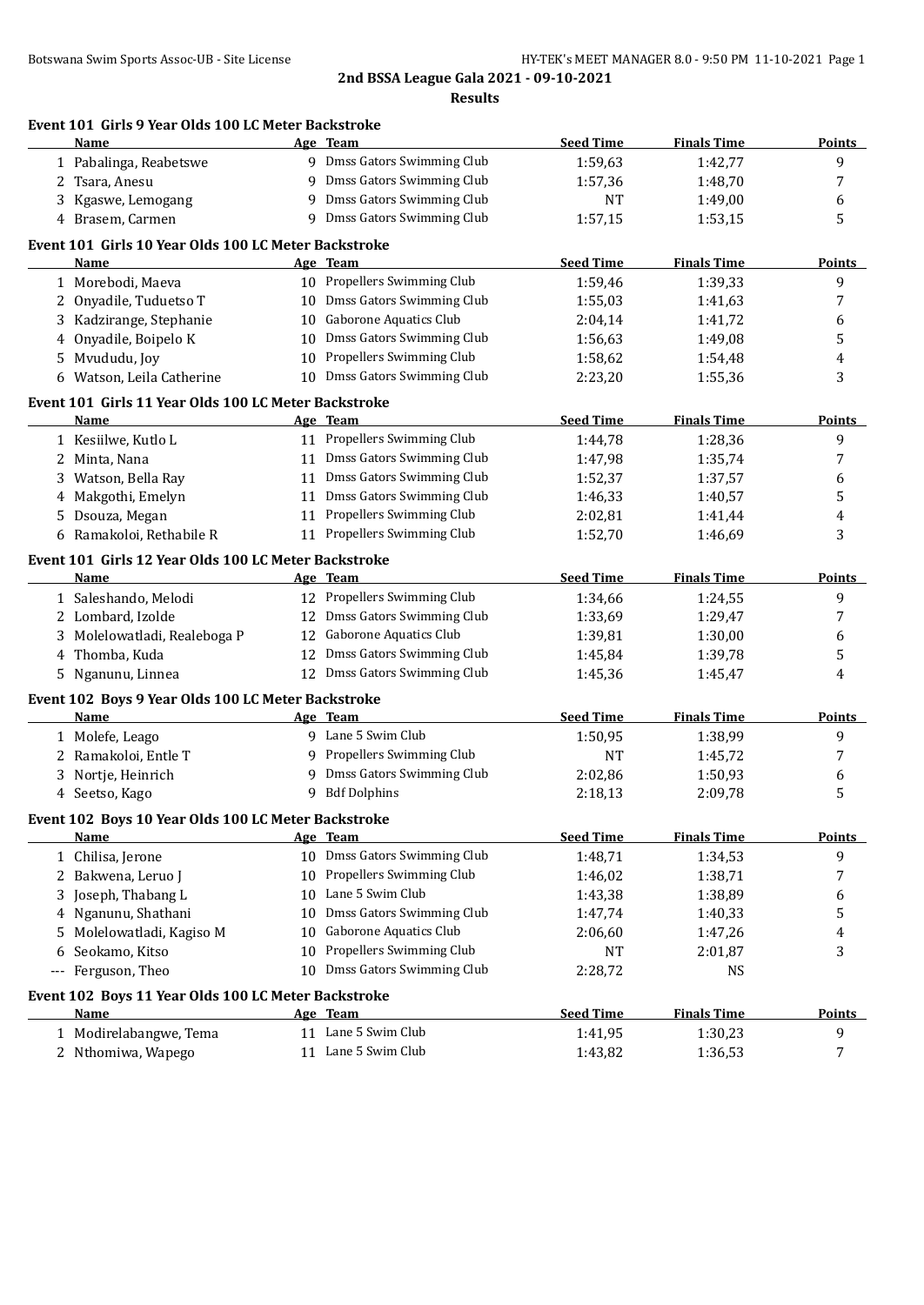## 2nd BSSA League Gala 2021 - 09-10-2021

### Results

#### Event 101 Girls 9 Year Olds 100 LC Meter Backstroke

| | Name | Age | Team | Seed Time | Finals Time | Points |
|---|---|---|---|---|---|---|
| 1 | Pabalinga, Reabetswe | 9 | Dmss Gators Swimming Club | 1:59,63 | 1:42,77 | 9 |
| 2 | Tsara, Anesu | 9 | Dmss Gators Swimming Club | 1:57,36 | 1:48,70 | 7 |
| 3 | Kgaswe, Lemogang | 9 | Dmss Gators Swimming Club | NT | 1:49,00 | 6 |
| 4 | Brasem, Carmen | 9 | Dmss Gators Swimming Club | 1:57,15 | 1:53,15 | 5 |

#### Event 101 Girls 10 Year Olds 100 LC Meter Backstroke

| | Name | Age | Team | Seed Time | Finals Time | Points |
|---|---|---|---|---|---|---|
| 1 | Morebodi, Maeva | 10 | Propellers Swimming Club | 1:59,46 | 1:39,33 | 9 |
| 2 | Onyadile, Tuduetso T | 10 | Dmss Gators Swimming Club | 1:55,03 | 1:41,63 | 7 |
| 3 | Kadzirange, Stephanie | 10 | Gaborone Aquatics Club | 2:04,14 | 1:41,72 | 6 |
| 4 | Onyadile, Boipelo K | 10 | Dmss Gators Swimming Club | 1:56,63 | 1:49,08 | 5 |
| 5 | Mvududu, Joy | 10 | Propellers Swimming Club | 1:58,62 | 1:54,48 | 4 |
| 6 | Watson, Leila Catherine | 10 | Dmss Gators Swimming Club | 2:23,20 | 1:55,36 | 3 |

#### Event 101 Girls 11 Year Olds 100 LC Meter Backstroke

| | Name | Age | Team | Seed Time | Finals Time | Points |
|---|---|---|---|---|---|---|
| 1 | Kesiilwe, Kutlo L | 11 | Propellers Swimming Club | 1:44,78 | 1:28,36 | 9 |
| 2 | Minta, Nana | 11 | Dmss Gators Swimming Club | 1:47,98 | 1:35,74 | 7 |
| 3 | Watson, Bella Ray | 11 | Dmss Gators Swimming Club | 1:52,37 | 1:37,57 | 6 |
| 4 | Makgothi, Emelyn | 11 | Dmss Gators Swimming Club | 1:46,33 | 1:40,57 | 5 |
| 5 | Dsouza, Megan | 11 | Propellers Swimming Club | 2:02,81 | 1:41,44 | 4 |
| 6 | Ramakoloi, Rethabile R | 11 | Propellers Swimming Club | 1:52,70 | 1:46,69 | 3 |

#### Event 101 Girls 12 Year Olds 100 LC Meter Backstroke

| | Name | Age | Team | Seed Time | Finals Time | Points |
|---|---|---|---|---|---|---|
| 1 | Saleshando, Melodi | 12 | Propellers Swimming Club | 1:34,66 | 1:24,55 | 9 |
| 2 | Lombard, Izolde | 12 | Dmss Gators Swimming Club | 1:33,69 | 1:29,47 | 7 |
| 3 | Molelowatladi, Realeboga P | 12 | Gaborone Aquatics Club | 1:39,81 | 1:30,00 | 6 |
| 4 | Thomba, Kuda | 12 | Dmss Gators Swimming Club | 1:45,84 | 1:39,78 | 5 |
| 5 | Nganunu, Linnea | 12 | Dmss Gators Swimming Club | 1:45,36 | 1:45,47 | 4 |

#### Event 102 Boys 9 Year Olds 100 LC Meter Backstroke

| | Name | Age | Team | Seed Time | Finals Time | Points |
|---|---|---|---|---|---|---|
| 1 | Molefe, Leago | 9 | Lane 5 Swim Club | 1:50,95 | 1:38,99 | 9 |
| 2 | Ramakoloi, Entle T | 9 | Propellers Swimming Club | NT | 1:45,72 | 7 |
| 3 | Nortje, Heinrich | 9 | Dmss Gators Swimming Club | 2:02,86 | 1:50,93 | 6 |
| 4 | Seetso, Kago | 9 | Bdf Dolphins | 2:18,13 | 2:09,78 | 5 |

#### Event 102 Boys 10 Year Olds 100 LC Meter Backstroke

| | Name | Age | Team | Seed Time | Finals Time | Points |
|---|---|---|---|---|---|---|
| 1 | Chilisa, Jerone | 10 | Dmss Gators Swimming Club | 1:48,71 | 1:34,53 | 9 |
| 2 | Bakwena, Leruo J | 10 | Propellers Swimming Club | 1:46,02 | 1:38,71 | 7 |
| 3 | Joseph, Thabang L | 10 | Lane 5 Swim Club | 1:43,38 | 1:38,89 | 6 |
| 4 | Nganunu, Shathani | 10 | Dmss Gators Swimming Club | 1:47,74 | 1:40,33 | 5 |
| 5 | Molelowatladi, Kagiso M | 10 | Gaborone Aquatics Club | 2:06,60 | 1:47,26 | 4 |
| 6 | Seokamo, Kitso | 10 | Propellers Swimming Club | NT | 2:01,87 | 3 |
| --- | Ferguson, Theo | 10 | Dmss Gators Swimming Club | 2:28,72 | NS | |

#### Event 102 Boys 11 Year Olds 100 LC Meter Backstroke

| | Name | Age | Team | Seed Time | Finals Time | Points |
|---|---|---|---|---|---|---|
| 1 | Modirelabangwe, Tema | 11 | Lane 5 Swim Club | 1:41,95 | 1:30,23 | 9 |
| 2 | Nthomiwa, Wapego | 11 | Lane 5 Swim Club | 1:43,82 | 1:36,53 | 7 |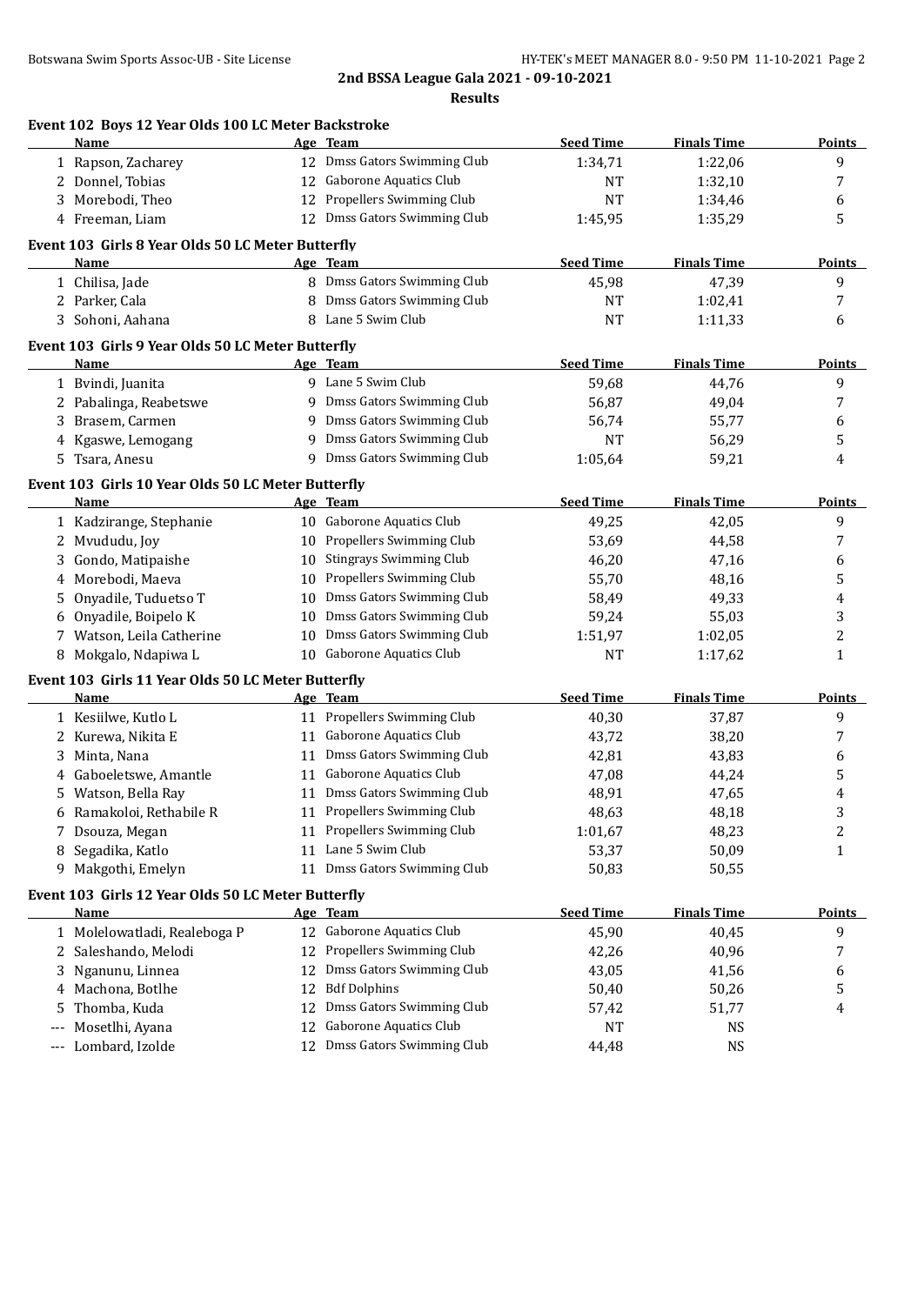## 2nd BSSA League Gala 2021 - 09-10-2021

### Results

#### Event 102 Boys 12 Year Olds 100 LC Meter Backstroke

| | Name | Age | Team | Seed Time | Finals Time | Points |
|---|---|---|---|---|---|---|
| 1 | Rapson, Zacharey | 12 | Dmss Gators Swimming Club | 1:34,71 | 1:22,06 | 9 |
| 2 | Donnel, Tobias | 12 | Gaborone Aquatics Club | NT | 1:32,10 | 7 |
| 3 | Morebodi, Theo | 12 | Propellers Swimming Club | NT | 1:34,46 | 6 |
| 4 | Freeman, Liam | 12 | Dmss Gators Swimming Club | 1:45,95 | 1:35,29 | 5 |

#### Event 103 Girls 8 Year Olds 50 LC Meter Butterfly

| | Name | Age | Team | Seed Time | Finals Time | Points |
|---|---|---|---|---|---|---|
| 1 | Chilisa, Jade | 8 | Dmss Gators Swimming Club | 45,98 | 47,39 | 9 |
| 2 | Parker, Cala | 8 | Dmss Gators Swimming Club | NT | 1:02,41 | 7 |
| 3 | Sohoni, Aahana | 8 | Lane 5 Swim Club | NT | 1:11,33 | 6 |

#### Event 103 Girls 9 Year Olds 50 LC Meter Butterfly

| | Name | Age | Team | Seed Time | Finals Time | Points |
|---|---|---|---|---|---|---|
| 1 | Bvindi, Juanita | 9 | Lane 5 Swim Club | 59,68 | 44,76 | 9 |
| 2 | Pabalinga, Reabetswe | 9 | Dmss Gators Swimming Club | 56,87 | 49,04 | 7 |
| 3 | Brasem, Carmen | 9 | Dmss Gators Swimming Club | 56,74 | 55,77 | 6 |
| 4 | Kgaswe, Lemogang | 9 | Dmss Gators Swimming Club | NT | 56,29 | 5 |
| 5 | Tsara, Anesu | 9 | Dmss Gators Swimming Club | 1:05,64 | 59,21 | 4 |

#### Event 103 Girls 10 Year Olds 50 LC Meter Butterfly

| | Name | Age | Team | Seed Time | Finals Time | Points |
|---|---|---|---|---|---|---|
| 1 | Kadzirange, Stephanie | 10 | Gaborone Aquatics Club | 49,25 | 42,05 | 9 |
| 2 | Mvududu, Joy | 10 | Propellers Swimming Club | 53,69 | 44,58 | 7 |
| 3 | Gondo, Matipaishe | 10 | Stingrays Swimming Club | 46,20 | 47,16 | 6 |
| 4 | Morebodi, Maeva | 10 | Propellers Swimming Club | 55,70 | 48,16 | 5 |
| 5 | Onyadile, Tuduetso T | 10 | Dmss Gators Swimming Club | 58,49 | 49,33 | 4 |
| 6 | Onyadile, Boipelo K | 10 | Dmss Gators Swimming Club | 59,24 | 55,03 | 3 |
| 7 | Watson, Leila Catherine | 10 | Dmss Gators Swimming Club | 1:51,97 | 1:02,05 | 2 |
| 8 | Mokgalo, Ndapiwa L | 10 | Gaborone Aquatics Club | NT | 1:17,62 | 1 |

#### Event 103 Girls 11 Year Olds 50 LC Meter Butterfly

| | Name | Age | Team | Seed Time | Finals Time | Points |
|---|---|---|---|---|---|---|
| 1 | Kesiilwe, Kutlo L | 11 | Propellers Swimming Club | 40,30 | 37,87 | 9 |
| 2 | Kurewa, Nikita E | 11 | Gaborone Aquatics Club | 43,72 | 38,20 | 7 |
| 3 | Minta, Nana | 11 | Dmss Gators Swimming Club | 42,81 | 43,83 | 6 |
| 4 | Gaboeletswe, Amantle | 11 | Gaborone Aquatics Club | 47,08 | 44,24 | 5 |
| 5 | Watson, Bella Ray | 11 | Dmss Gators Swimming Club | 48,91 | 47,65 | 4 |
| 6 | Ramakoloi, Rethabile R | 11 | Propellers Swimming Club | 48,63 | 48,18 | 3 |
| 7 | Dsouza, Megan | 11 | Propellers Swimming Club | 1:01,67 | 48,23 | 2 |
| 8 | Segadika, Katlo | 11 | Lane 5 Swim Club | 53,37 | 50,09 | 1 |
| 9 | Makgothi, Emelyn | 11 | Dmss Gators Swimming Club | 50,83 | 50,55 | |

#### Event 103 Girls 12 Year Olds 50 LC Meter Butterfly

| | Name | Age | Team | Seed Time | Finals Time | Points |
|---|---|---|---|---|---|---|
| 1 | Molelowatladi, Realeboga P | 12 | Gaborone Aquatics Club | 45,90 | 40,45 | 9 |
| 2 | Saleshando, Melodi | 12 | Propellers Swimming Club | 42,26 | 40,96 | 7 |
| 3 | Nganunu, Linnea | 12 | Dmss Gators Swimming Club | 43,05 | 41,56 | 6 |
| 4 | Machona, Botlhe | 12 | Bdf Dolphins | 50,40 | 50,26 | 5 |
| 5 | Thomba, Kuda | 12 | Dmss Gators Swimming Club | 57,42 | 51,77 | 4 |
| --- | Mosetlhi, Ayana | 12 | Gaborone Aquatics Club | NT | NS | |
| --- | Lombard, Izolde | 12 | Dmss Gators Swimming Club | 44,48 | NS | |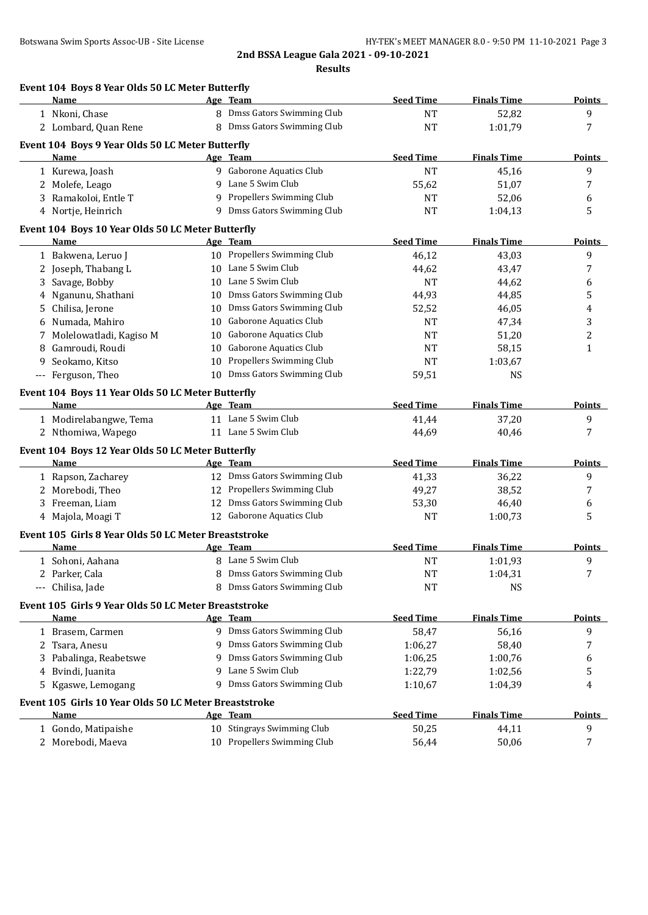2nd BSSA League Gala 2021 - 09-10-2021

**Results**

### Event 104 Boys 8 Year Olds 50 LC Meter Butterfly

| Name | Age | Team | Seed Time | Finals Time | Points |
|---|---|---|---|---|---|
| 1 Nkoni, Chase | 8 | Dmss Gators Swimming Club | NT | 52,82 | 9 |
| 2 Lombard, Quan Rene | 8 | Dmss Gators Swimming Club | NT | 1:01,79 | 7 |

### Event 104 Boys 9 Year Olds 50 LC Meter Butterfly

| Name | Age | Team | Seed Time | Finals Time | Points |
|---|---|---|---|---|---|
| 1 Kurewa, Joash | 9 | Gaborone Aquatics Club | NT | 45,16 | 9 |
| 2 Molefe, Leago | 9 | Lane 5 Swim Club | 55,62 | 51,07 | 7 |
| 3 Ramakoloi, Entle T | 9 | Propellers Swimming Club | NT | 52,06 | 6 |
| 4 Nortje, Heinrich | 9 | Dmss Gators Swimming Club | NT | 1:04,13 | 5 |

### Event 104 Boys 10 Year Olds 50 LC Meter Butterfly

| Name | Age | Team | Seed Time | Finals Time | Points |
|---|---|---|---|---|---|
| 1 Bakwena, Leruo J | 10 | Propellers Swimming Club | 46,12 | 43,03 | 9 |
| 2 Joseph, Thabang L | 10 | Lane 5 Swim Club | 44,62 | 43,47 | 7 |
| 3 Savage, Bobby | 10 | Lane 5 Swim Club | NT | 44,62 | 6 |
| 4 Nganunu, Shathani | 10 | Dmss Gators Swimming Club | 44,93 | 44,85 | 5 |
| 5 Chilisa, Jerone | 10 | Dmss Gators Swimming Club | 52,52 | 46,05 | 4 |
| 6 Numada, Mahiro | 10 | Gaborone Aquatics Club | NT | 47,34 | 3 |
| 7 Molelowatladi, Kagiso M | 10 | Gaborone Aquatics Club | NT | 51,20 | 2 |
| 8 Gamroudi, Roudi | 10 | Gaborone Aquatics Club | NT | 58,15 | 1 |
| 9 Seokamo, Kitso | 10 | Propellers Swimming Club | NT | 1:03,67 | |
| --- Ferguson, Theo | 10 | Dmss Gators Swimming Club | 59,51 | NS | |

### Event 104 Boys 11 Year Olds 50 LC Meter Butterfly

| Name | Age | Team | Seed Time | Finals Time | Points |
|---|---|---|---|---|---|
| 1 Modirelabangwe, Tema | 11 | Lane 5 Swim Club | 41,44 | 37,20 | 9 |
| 2 Nthomiwa, Wapego | 11 | Lane 5 Swim Club | 44,69 | 40,46 | 7 |

### Event 104 Boys 12 Year Olds 50 LC Meter Butterfly

| Name | Age | Team | Seed Time | Finals Time | Points |
|---|---|---|---|---|---|
| 1 Rapson, Zacharey | 12 | Dmss Gators Swimming Club | 41,33 | 36,22 | 9 |
| 2 Morebodi, Theo | 12 | Propellers Swimming Club | 49,27 | 38,52 | 7 |
| 3 Freeman, Liam | 12 | Dmss Gators Swimming Club | 53,30 | 46,40 | 6 |
| 4 Majola, Moagi T | 12 | Gaborone Aquatics Club | NT | 1:00,73 | 5 |

### Event 105 Girls 8 Year Olds 50 LC Meter Breaststroke

| Name | Age | Team | Seed Time | Finals Time | Points |
|---|---|---|---|---|---|
| 1 Sohoni, Aahana | 8 | Lane 5 Swim Club | NT | 1:01,93 | 9 |
| 2 Parker, Cala | 8 | Dmss Gators Swimming Club | NT | 1:04,31 | 7 |
| --- Chilisa, Jade | 8 | Dmss Gators Swimming Club | NT | NS | |

### Event 105 Girls 9 Year Olds 50 LC Meter Breaststroke

| Name | Age | Team | Seed Time | Finals Time | Points |
|---|---|---|---|---|---|
| 1 Brasem, Carmen | 9 | Dmss Gators Swimming Club | 58,47 | 56,16 | 9 |
| 2 Tsara, Anesu | 9 | Dmss Gators Swimming Club | 1:06,27 | 58,40 | 7 |
| 3 Pabalinga, Reabetswe | 9 | Dmss Gators Swimming Club | 1:06,25 | 1:00,76 | 6 |
| 4 Bvindi, Juanita | 9 | Lane 5 Swim Club | 1:22,79 | 1:02,56 | 5 |
| 5 Kgaswe, Lemogang | 9 | Dmss Gators Swimming Club | 1:10,67 | 1:04,39 | 4 |

### Event 105 Girls 10 Year Olds 50 LC Meter Breaststroke

| Name | Age | Team | Seed Time | Finals Time | Points |
|---|---|---|---|---|---|
| 1 Gondo, Matipaishe | 10 | Stingrays Swimming Club | 50,25 | 44,11 | 9 |
| 2 Morebodi, Maeva | 10 | Propellers Swimming Club | 56,44 | 50,06 | 7 |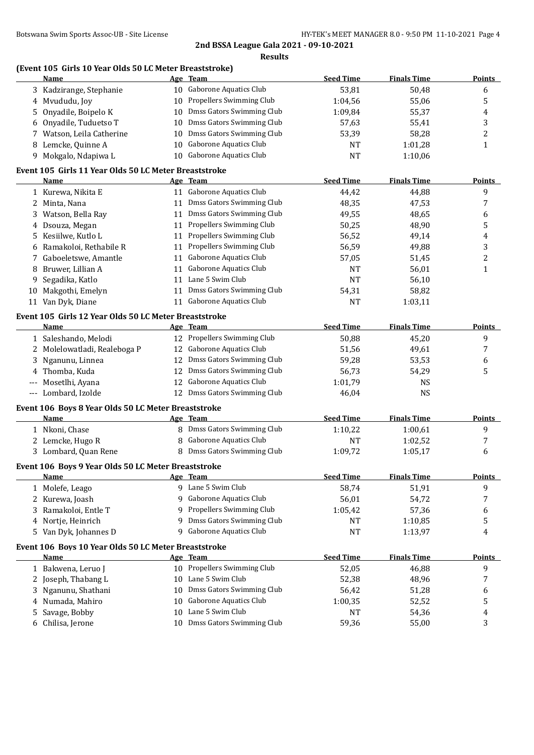## 2nd BSSA League Gala 2021 - 09-10-2021

### Results

#### (Event 105 Girls 10 Year Olds 50 LC Meter Breaststroke)

| | Name | Age | Team | Seed Time | Finals Time | Points |
|---|---|---|---|---|---|---|
| 3 | Kadzirange, Stephanie | 10 | Gaborone Aquatics Club | 53,81 | 50,48 | 6 |
| 4 | Mvududu, Joy | 10 | Propellers Swimming Club | 1:04,56 | 55,06 | 5 |
| 5 | Onyadile, Boipelo K | 10 | Dmss Gators Swimming Club | 1:09,84 | 55,37 | 4 |
| 6 | Onyadile, Tuduetso T | 10 | Dmss Gators Swimming Club | 57,63 | 55,41 | 3 |
| 7 | Watson, Leila Catherine | 10 | Dmss Gators Swimming Club | 53,39 | 58,28 | 2 |
| 8 | Lemcke, Quinne A | 10 | Gaborone Aquatics Club | NT | 1:01,28 | 1 |
| 9 | Mokgalo, Ndapiwa L | 10 | Gaborone Aquatics Club | NT | 1:10,06 | |

#### Event 105 Girls 11 Year Olds 50 LC Meter Breaststroke

| | Name | Age | Team | Seed Time | Finals Time | Points |
|---|---|---|---|---|---|---|
| 1 | Kurewa, Nikita E | 11 | Gaborone Aquatics Club | 44,42 | 44,88 | 9 |
| 2 | Minta, Nana | 11 | Dmss Gators Swimming Club | 48,35 | 47,53 | 7 |
| 3 | Watson, Bella Ray | 11 | Dmss Gators Swimming Club | 49,55 | 48,65 | 6 |
| 4 | Dsouza, Megan | 11 | Propellers Swimming Club | 50,25 | 48,90 | 5 |
| 5 | Kesiilwe, Kutlo L | 11 | Propellers Swimming Club | 56,52 | 49,14 | 4 |
| 6 | Ramakoloi, Rethabile R | 11 | Propellers Swimming Club | 56,59 | 49,88 | 3 |
| 7 | Gaboeletswe, Amantle | 11 | Gaborone Aquatics Club | 57,05 | 51,45 | 2 |
| 8 | Bruwer, Lillian A | 11 | Gaborone Aquatics Club | NT | 56,01 | 1 |
| 9 | Segadika, Katlo | 11 | Lane 5 Swim Club | NT | 56,10 | |
| 10 | Makgothi, Emelyn | 11 | Dmss Gators Swimming Club | 54,31 | 58,82 | |
| 11 | Van Dyk, Diane | 11 | Gaborone Aquatics Club | NT | 1:03,11 | |

#### Event 105 Girls 12 Year Olds 50 LC Meter Breaststroke

| | Name | Age | Team | Seed Time | Finals Time | Points |
|---|---|---|---|---|---|---|
| 1 | Saleshando, Melodi | 12 | Propellers Swimming Club | 50,88 | 45,20 | 9 |
| 2 | Molelowatladi, Realeboga P | 12 | Gaborone Aquatics Club | 51,56 | 49,61 | 7 |
| 3 | Nganunu, Linnea | 12 | Dmss Gators Swimming Club | 59,28 | 53,53 | 6 |
| 4 | Thomba, Kuda | 12 | Dmss Gators Swimming Club | 56,73 | 54,29 | 5 |
| --- | Mosetlhi, Ayana | 12 | Gaborone Aquatics Club | 1:01,79 | NS | |
| --- | Lombard, Izolde | 12 | Dmss Gators Swimming Club | 46,04 | NS | |

#### Event 106 Boys 8 Year Olds 50 LC Meter Breaststroke

| | Name | Age | Team | Seed Time | Finals Time | Points |
|---|---|---|---|---|---|---|
| 1 | Nkoni, Chase | 8 | Dmss Gators Swimming Club | 1:10,22 | 1:00,61 | 9 |
| 2 | Lemcke, Hugo R | 8 | Gaborone Aquatics Club | NT | 1:02,52 | 7 |
| 3 | Lombard, Quan Rene | 8 | Dmss Gators Swimming Club | 1:09,72 | 1:05,17 | 6 |

#### Event 106 Boys 9 Year Olds 50 LC Meter Breaststroke

| | Name | Age | Team | Seed Time | Finals Time | Points |
|---|---|---|---|---|---|---|
| 1 | Molefe, Leago | 9 | Lane 5 Swim Club | 58,74 | 51,91 | 9 |
| 2 | Kurewa, Joash | 9 | Gaborone Aquatics Club | 56,01 | 54,72 | 7 |
| 3 | Ramakoloi, Entle T | 9 | Propellers Swimming Club | 1:05,42 | 57,36 | 6 |
| 4 | Nortje, Heinrich | 9 | Dmss Gators Swimming Club | NT | 1:10,85 | 5 |
| 5 | Van Dyk, Johannes D | 9 | Gaborone Aquatics Club | NT | 1:13,97 | 4 |

#### Event 106 Boys 10 Year Olds 50 LC Meter Breaststroke

| | Name | Age | Team | Seed Time | Finals Time | Points |
|---|---|---|---|---|---|---|
| 1 | Bakwena, Leruo J | 10 | Propellers Swimming Club | 52,05 | 46,88 | 9 |
| 2 | Joseph, Thabang L | 10 | Lane 5 Swim Club | 52,38 | 48,96 | 7 |
| 3 | Nganunu, Shathani | 10 | Dmss Gators Swimming Club | 56,42 | 51,28 | 6 |
| 4 | Numada, Mahiro | 10 | Gaborone Aquatics Club | 1:00,35 | 52,52 | 5 |
| 5 | Savage, Bobby | 10 | Lane 5 Swim Club | NT | 54,36 | 4 |
| 6 | Chilisa, Jerone | 10 | Dmss Gators Swimming Club | 59,36 | 55,00 | 3 |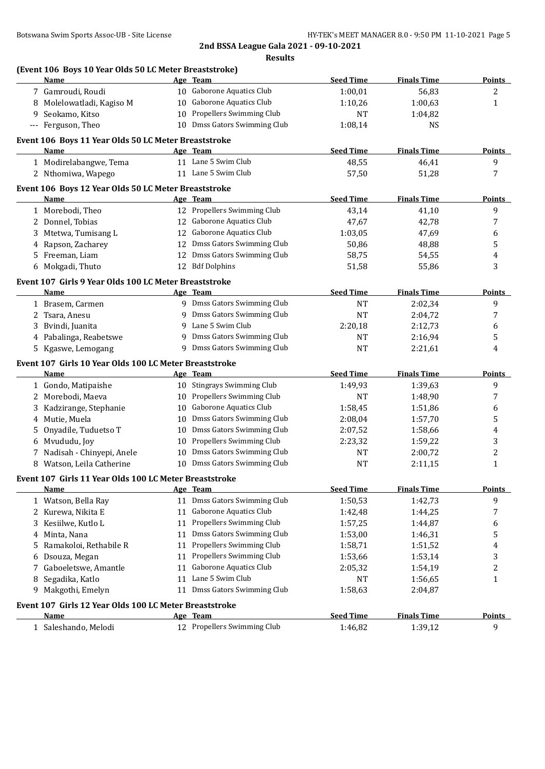## 2nd BSSA League Gala 2021 - 09-10-2021

**Results**

### (Event 106 Boys 10 Year Olds 50 LC Meter Breaststroke)

| | Name | Age | Team | Seed Time | Finals Time | Points |
|---|---|---|---|---|---|---|
| 7 | Gamroudi, Roudi | 10 | Gaborone Aquatics Club | 1:00,01 | 56,83 | 2 |
| 8 | Molelowatladi, Kagiso M | 10 | Gaborone Aquatics Club | 1:10,26 | 1:00,63 | 1 |
| 9 | Seokamo, Kitso | 10 | Propellers Swimming Club | NT | 1:04,82 | |
| --- | Ferguson, Theo | 10 | Dmss Gators Swimming Club | 1:08,14 | NS | |

### Event 106 Boys 11 Year Olds 50 LC Meter Breaststroke

| | Name | Age | Team | Seed Time | Finals Time | Points |
|---|---|---|---|---|---|---|
| 1 | Modirelabangwe, Tema | 11 | Lane 5 Swim Club | 48,55 | 46,41 | 9 |
| 2 | Nthomiwa, Wapego | 11 | Lane 5 Swim Club | 57,50 | 51,28 | 7 |

### Event 106 Boys 12 Year Olds 50 LC Meter Breaststroke

| | Name | Age | Team | Seed Time | Finals Time | Points |
|---|---|---|---|---|---|---|
| 1 | Morebodi, Theo | 12 | Propellers Swimming Club | 43,14 | 41,10 | 9 |
| 2 | Donnel, Tobias | 12 | Gaborone Aquatics Club | 47,67 | 42,78 | 7 |
| 3 | Mtetwa, Tumisang L | 12 | Gaborone Aquatics Club | 1:03,05 | 47,69 | 6 |
| 4 | Rapson, Zacharey | 12 | Dmss Gators Swimming Club | 50,86 | 48,88 | 5 |
| 5 | Freeman, Liam | 12 | Dmss Gators Swimming Club | 58,75 | 54,55 | 4 |
| 6 | Mokgadi, Thuto | 12 | Bdf Dolphins | 51,58 | 55,86 | 3 |

### Event 107 Girls 9 Year Olds 100 LC Meter Breaststroke

| | Name | Age | Team | Seed Time | Finals Time | Points |
|---|---|---|---|---|---|---|
| 1 | Brasem, Carmen | 9 | Dmss Gators Swimming Club | NT | 2:02,34 | 9 |
| 2 | Tsara, Anesu | 9 | Dmss Gators Swimming Club | NT | 2:04,72 | 7 |
| 3 | Bvindi, Juanita | 9 | Lane 5 Swim Club | 2:20,18 | 2:12,73 | 6 |
| 4 | Pabalinga, Reabetswe | 9 | Dmss Gators Swimming Club | NT | 2:16,94 | 5 |
| 5 | Kgaswe, Lemogang | 9 | Dmss Gators Swimming Club | NT | 2:21,61 | 4 |

### Event 107 Girls 10 Year Olds 100 LC Meter Breaststroke

| | Name | Age | Team | Seed Time | Finals Time | Points |
|---|---|---|---|---|---|---|
| 1 | Gondo, Matipaishe | 10 | Stingrays Swimming Club | 1:49,93 | 1:39,63 | 9 |
| 2 | Morebodi, Maeva | 10 | Propellers Swimming Club | NT | 1:48,90 | 7 |
| 3 | Kadzirange, Stephanie | 10 | Gaborone Aquatics Club | 1:58,45 | 1:51,86 | 6 |
| 4 | Mutie, Muela | 10 | Dmss Gators Swimming Club | 2:08,04 | 1:57,70 | 5 |
| 5 | Onyadile, Tuduetso T | 10 | Dmss Gators Swimming Club | 2:07,52 | 1:58,66 | 4 |
| 6 | Mvududu, Joy | 10 | Propellers Swimming Club | 2:23,32 | 1:59,22 | 3 |
| 7 | Nadisah - Chinyepi, Anele | 10 | Dmss Gators Swimming Club | NT | 2:00,72 | 2 |
| 8 | Watson, Leila Catherine | 10 | Dmss Gators Swimming Club | NT | 2:11,15 | 1 |

### Event 107 Girls 11 Year Olds 100 LC Meter Breaststroke

| | Name | Age | Team | Seed Time | Finals Time | Points |
|---|---|---|---|---|---|---|
| 1 | Watson, Bella Ray | 11 | Dmss Gators Swimming Club | 1:50,53 | 1:42,73 | 9 |
| 2 | Kurewa, Nikita E | 11 | Gaborone Aquatics Club | 1:42,48 | 1:44,25 | 7 |
| 3 | Kesiilwe, Kutlo L | 11 | Propellers Swimming Club | 1:57,25 | 1:44,87 | 6 |
| 4 | Minta, Nana | 11 | Dmss Gators Swimming Club | 1:53,00 | 1:46,31 | 5 |
| 5 | Ramakoloi, Rethabile R | 11 | Propellers Swimming Club | 1:58,71 | 1:51,52 | 4 |
| 6 | Dsouza, Megan | 11 | Propellers Swimming Club | 1:53,66 | 1:53,14 | 3 |
| 7 | Gaboeletswe, Amantle | 11 | Gaborone Aquatics Club | 2:05,32 | 1:54,19 | 2 |
| 8 | Segadika, Katlo | 11 | Lane 5 Swim Club | NT | 1:56,65 | 1 |
| 9 | Makgothi, Emelyn | 11 | Dmss Gators Swimming Club | 1:58,63 | 2:04,87 | |

### Event 107 Girls 12 Year Olds 100 LC Meter Breaststroke

| | Name | Age | Team | Seed Time | Finals Time | Points |
|---|---|---|---|---|---|---|
| 1 | Saleshando, Melodi | 12 | Propellers Swimming Club | 1:46,82 | 1:39,12 | 9 |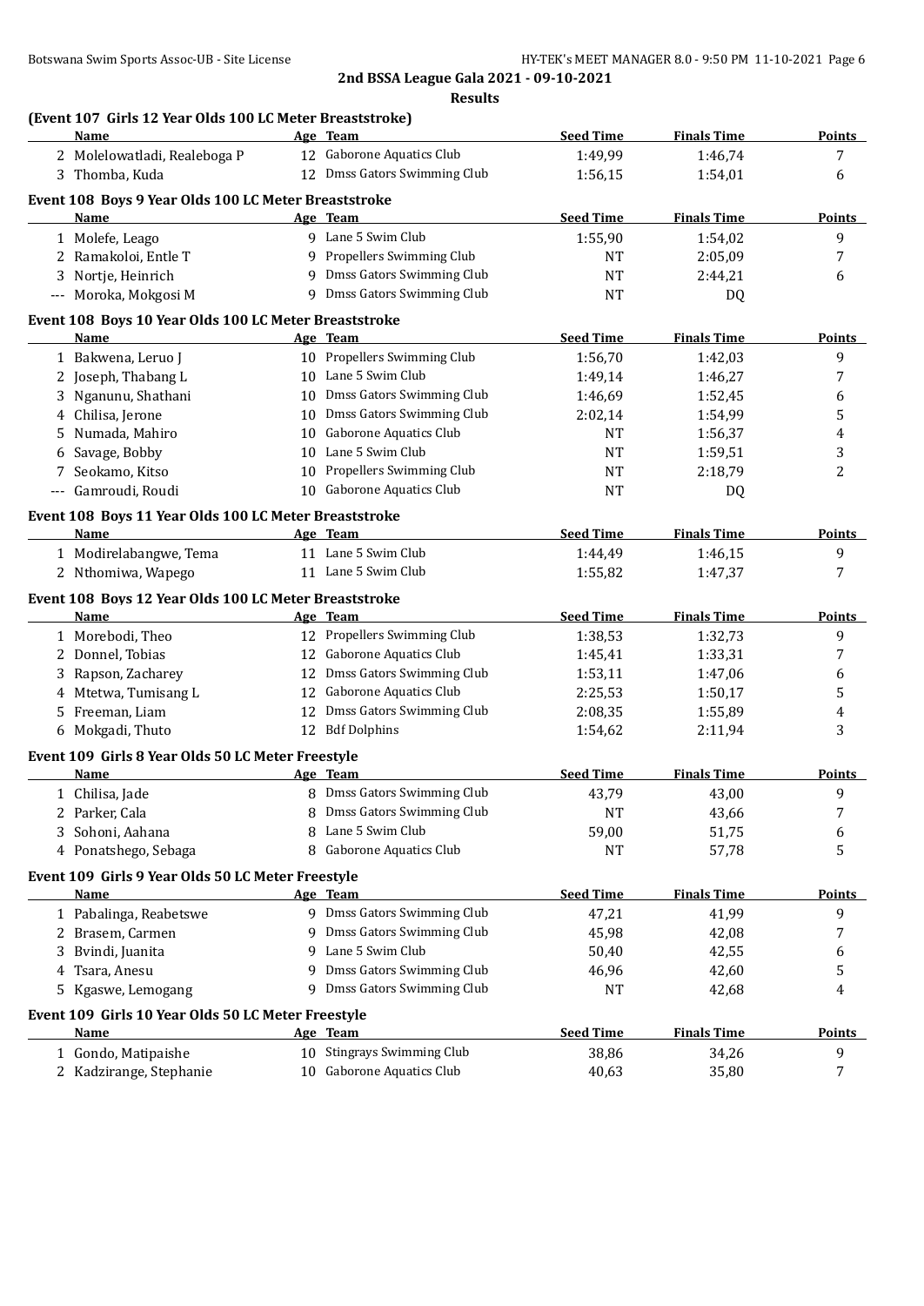## 2nd BSSA League Gala 2021 - 09-10-2021

### Results

### (Event 107 Girls 12 Year Olds 100 LC Meter Breaststroke)

| | Name | Age | Team | Seed Time | Finals Time | Points |
|---|---|---|---|---|---|---|
| 2 | Molelowatladi, Realeboga P | 12 | Gaborone Aquatics Club | 1:49,99 | 1:46,74 | 7 |
| 3 | Thomba, Kuda | 12 | Dmss Gators Swimming Club | 1:56,15 | 1:54,01 | 6 |

### Event 108 Boys 9 Year Olds 100 LC Meter Breaststroke

| | Name | Age | Team | Seed Time | Finals Time | Points |
|---|---|---|---|---|---|---|
| 1 | Molefe, Leago | 9 | Lane 5 Swim Club | 1:55,90 | 1:54,02 | 9 |
| 2 | Ramakoloi, Entle T | 9 | Propellers Swimming Club | NT | 2:05,09 | 7 |
| 3 | Nortje, Heinrich | 9 | Dmss Gators Swimming Club | NT | 2:44,21 | 6 |
| --- | Moroka, Mokgosi M | 9 | Dmss Gators Swimming Club | NT | DQ | |

### Event 108 Boys 10 Year Olds 100 LC Meter Breaststroke

| | Name | Age | Team | Seed Time | Finals Time | Points |
|---|---|---|---|---|---|---|
| 1 | Bakwena, Leruo J | 10 | Propellers Swimming Club | 1:56,70 | 1:42,03 | 9 |
| 2 | Joseph, Thabang L | 10 | Lane 5 Swim Club | 1:49,14 | 1:46,27 | 7 |
| 3 | Nganunu, Shathani | 10 | Dmss Gators Swimming Club | 1:46,69 | 1:52,45 | 6 |
| 4 | Chilisa, Jerone | 10 | Dmss Gators Swimming Club | 2:02,14 | 1:54,99 | 5 |
| 5 | Numada, Mahiro | 10 | Gaborone Aquatics Club | NT | 1:56,37 | 4 |
| 6 | Savage, Bobby | 10 | Lane 5 Swim Club | NT | 1:59,51 | 3 |
| 7 | Seokamo, Kitso | 10 | Propellers Swimming Club | NT | 2:18,79 | 2 |
| --- | Gamroudi, Roudi | 10 | Gaborone Aquatics Club | NT | DQ | |

### Event 108 Boys 11 Year Olds 100 LC Meter Breaststroke

| | Name | Age | Team | Seed Time | Finals Time | Points |
|---|---|---|---|---|---|---|
| 1 | Modirelabangwe, Tema | 11 | Lane 5 Swim Club | 1:44,49 | 1:46,15 | 9 |
| 2 | Nthomiwa, Wapego | 11 | Lane 5 Swim Club | 1:55,82 | 1:47,37 | 7 |

### Event 108 Boys 12 Year Olds 100 LC Meter Breaststroke

| | Name | Age | Team | Seed Time | Finals Time | Points |
|---|---|---|---|---|---|---|
| 1 | Morebodi, Theo | 12 | Propellers Swimming Club | 1:38,53 | 1:32,73 | 9 |
| 2 | Donnel, Tobias | 12 | Gaborone Aquatics Club | 1:45,41 | 1:33,31 | 7 |
| 3 | Rapson, Zacharey | 12 | Dmss Gators Swimming Club | 1:53,11 | 1:47,06 | 6 |
| 4 | Mtetwa, Tumisang L | 12 | Gaborone Aquatics Club | 2:25,53 | 1:50,17 | 5 |
| 5 | Freeman, Liam | 12 | Dmss Gators Swimming Club | 2:08,35 | 1:55,89 | 4 |
| 6 | Mokgadi, Thuto | 12 | Bdf Dolphins | 1:54,62 | 2:11,94 | 3 |

### Event 109 Girls 8 Year Olds 50 LC Meter Freestyle

| | Name | Age | Team | Seed Time | Finals Time | Points |
|---|---|---|---|---|---|---|
| 1 | Chilisa, Jade | 8 | Dmss Gators Swimming Club | 43,79 | 43,00 | 9 |
| 2 | Parker, Cala | 8 | Dmss Gators Swimming Club | NT | 43,66 | 7 |
| 3 | Sohoni, Aahana | 8 | Lane 5 Swim Club | 59,00 | 51,75 | 6 |
| 4 | Ponatshego, Sebaga | 8 | Gaborone Aquatics Club | NT | 57,78 | 5 |

### Event 109 Girls 9 Year Olds 50 LC Meter Freestyle

| | Name | Age | Team | Seed Time | Finals Time | Points |
|---|---|---|---|---|---|---|
| 1 | Pabalinga, Reabetswe | 9 | Dmss Gators Swimming Club | 47,21 | 41,99 | 9 |
| 2 | Brasem, Carmen | 9 | Dmss Gators Swimming Club | 45,98 | 42,08 | 7 |
| 3 | Bvindi, Juanita | 9 | Lane 5 Swim Club | 50,40 | 42,55 | 6 |
| 4 | Tsara, Anesu | 9 | Dmss Gators Swimming Club | 46,96 | 42,60 | 5 |
| 5 | Kgaswe, Lemogang | 9 | Dmss Gators Swimming Club | NT | 42,68 | 4 |

### Event 109 Girls 10 Year Olds 50 LC Meter Freestyle

| | Name | Age | Team | Seed Time | Finals Time | Points |
|---|---|---|---|---|---|---|
| 1 | Gondo, Matipaishe | 10 | Stingrays Swimming Club | 38,86 | 34,26 | 9 |
| 2 | Kadzirange, Stephanie | 10 | Gaborone Aquatics Club | 40,63 | 35,80 | 7 |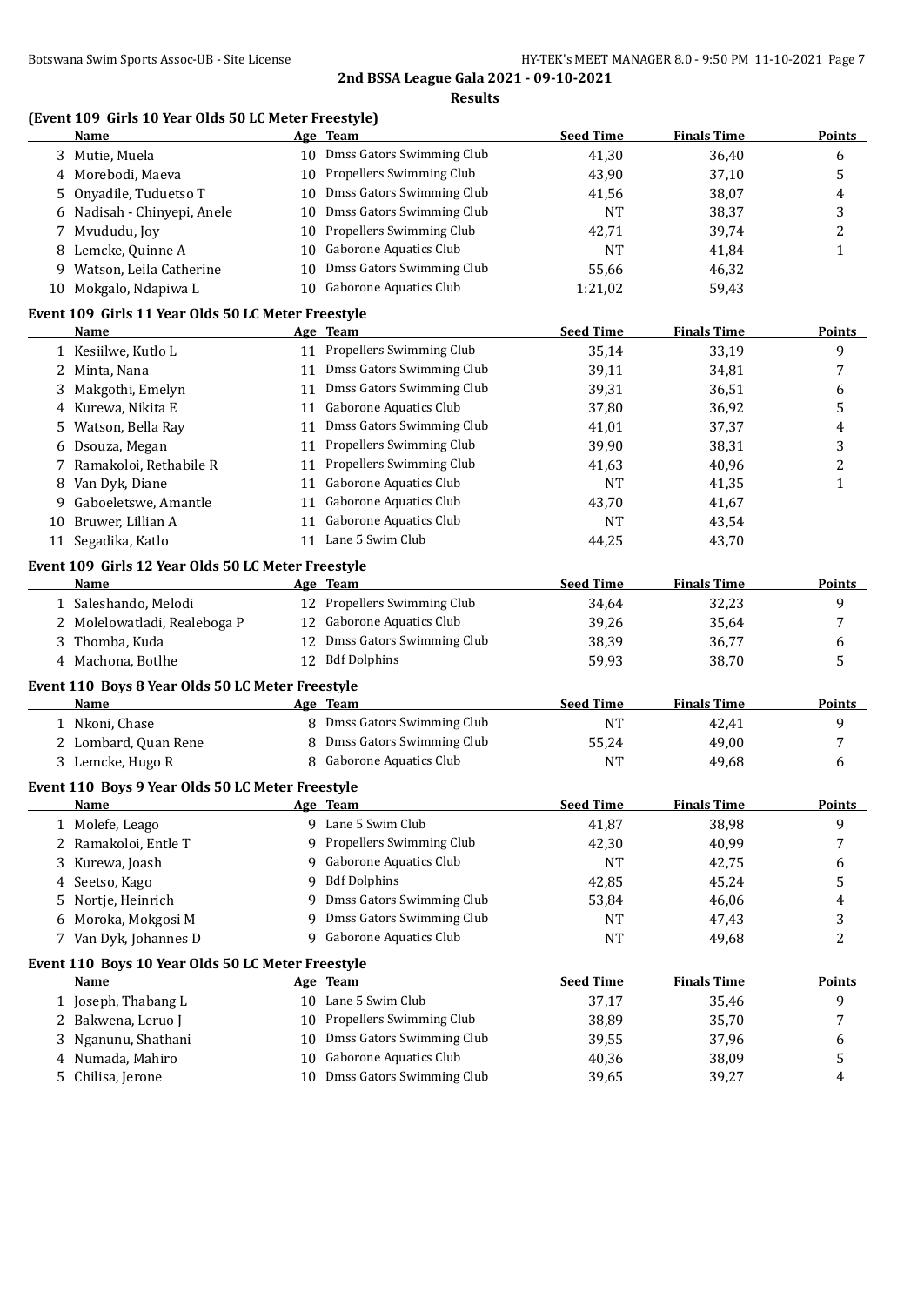## 2nd BSSA League Gala 2021 - 09-10-2021

### Results

### (Event 109 Girls 10 Year Olds 50 LC Meter Freestyle)

| | Name | Age | Team | Seed Time | Finals Time | Points |
|---|---|---|---|---|---|---|
| 3 | Mutie, Muela | 10 | Dmss Gators Swimming Club | 41,30 | 36,40 | 6 |
| 4 | Morebodi, Maeva | 10 | Propellers Swimming Club | 43,90 | 37,10 | 5 |
| 5 | Onyadile, Tuduetso T | 10 | Dmss Gators Swimming Club | 41,56 | 38,07 | 4 |
| 6 | Nadisah - Chinyepi, Anele | 10 | Dmss Gators Swimming Club | NT | 38,37 | 3 |
| 7 | Mvududu, Joy | 10 | Propellers Swimming Club | 42,71 | 39,74 | 2 |
| 8 | Lemcke, Quinne A | 10 | Gaborone Aquatics Club | NT | 41,84 | 1 |
| 9 | Watson, Leila Catherine | 10 | Dmss Gators Swimming Club | 55,66 | 46,32 | |
| 10 | Mokgalo, Ndapiwa L | 10 | Gaborone Aquatics Club | 1:21,02 | 59,43 | |

### Event 109 Girls 11 Year Olds 50 LC Meter Freestyle

| | Name | Age | Team | Seed Time | Finals Time | Points |
|---|---|---|---|---|---|---|
| 1 | Kesiilwe, Kutlo L | 11 | Propellers Swimming Club | 35,14 | 33,19 | 9 |
| 2 | Minta, Nana | 11 | Dmss Gators Swimming Club | 39,11 | 34,81 | 7 |
| 3 | Makgothi, Emelyn | 11 | Dmss Gators Swimming Club | 39,31 | 36,51 | 6 |
| 4 | Kurewa, Nikita E | 11 | Gaborone Aquatics Club | 37,80 | 36,92 | 5 |
| 5 | Watson, Bella Ray | 11 | Dmss Gators Swimming Club | 41,01 | 37,37 | 4 |
| 6 | Dsouza, Megan | 11 | Propellers Swimming Club | 39,90 | 38,31 | 3 |
| 7 | Ramakoloi, Rethabile R | 11 | Propellers Swimming Club | 41,63 | 40,96 | 2 |
| 8 | Van Dyk, Diane | 11 | Gaborone Aquatics Club | NT | 41,35 | 1 |
| 9 | Gaboeletswe, Amantle | 11 | Gaborone Aquatics Club | 43,70 | 41,67 | |
| 10 | Bruwer, Lillian A | 11 | Gaborone Aquatics Club | NT | 43,54 | |
| 11 | Segadika, Katlo | 11 | Lane 5 Swim Club | 44,25 | 43,70 | |

### Event 109 Girls 12 Year Olds 50 LC Meter Freestyle

| | Name | Age | Team | Seed Time | Finals Time | Points |
|---|---|---|---|---|---|---|
| 1 | Saleshando, Melodi | 12 | Propellers Swimming Club | 34,64 | 32,23 | 9 |
| 2 | Molelowatladi, Realeboga P | 12 | Gaborone Aquatics Club | 39,26 | 35,64 | 7 |
| 3 | Thomba, Kuda | 12 | Dmss Gators Swimming Club | 38,39 | 36,77 | 6 |
| 4 | Machona, Botlhe | 12 | Bdf Dolphins | 59,93 | 38,70 | 5 |

### Event 110 Boys 8 Year Olds 50 LC Meter Freestyle

| | Name | Age | Team | Seed Time | Finals Time | Points |
|---|---|---|---|---|---|---|
| 1 | Nkoni, Chase | 8 | Dmss Gators Swimming Club | NT | 42,41 | 9 |
| 2 | Lombard, Quan Rene | 8 | Dmss Gators Swimming Club | 55,24 | 49,00 | 7 |
| 3 | Lemcke, Hugo R | 8 | Gaborone Aquatics Club | NT | 49,68 | 6 |

### Event 110 Boys 9 Year Olds 50 LC Meter Freestyle

| | Name | Age | Team | Seed Time | Finals Time | Points |
|---|---|---|---|---|---|---|
| 1 | Molefe, Leago | 9 | Lane 5 Swim Club | 41,87 | 38,98 | 9 |
| 2 | Ramakoloi, Entle T | 9 | Propellers Swimming Club | 42,30 | 40,99 | 7 |
| 3 | Kurewa, Joash | 9 | Gaborone Aquatics Club | NT | 42,75 | 6 |
| 4 | Seetso, Kago | 9 | Bdf Dolphins | 42,85 | 45,24 | 5 |
| 5 | Nortje, Heinrich | 9 | Dmss Gators Swimming Club | 53,84 | 46,06 | 4 |
| 6 | Moroka, Mokgosi M | 9 | Dmss Gators Swimming Club | NT | 47,43 | 3 |
| 7 | Van Dyk, Johannes D | 9 | Gaborone Aquatics Club | NT | 49,68 | 2 |

### Event 110 Boys 10 Year Olds 50 LC Meter Freestyle

| | Name | Age | Team | Seed Time | Finals Time | Points |
|---|---|---|---|---|---|---|
| 1 | Joseph, Thabang L | 10 | Lane 5 Swim Club | 37,17 | 35,46 | 9 |
| 2 | Bakwena, Leruo J | 10 | Propellers Swimming Club | 38,89 | 35,70 | 7 |
| 3 | Nganunu, Shathani | 10 | Dmss Gators Swimming Club | 39,55 | 37,96 | 6 |
| 4 | Numada, Mahiro | 10 | Gaborone Aquatics Club | 40,36 | 38,09 | 5 |
| 5 | Chilisa, Jerone | 10 | Dmss Gators Swimming Club | 39,65 | 39,27 | 4 |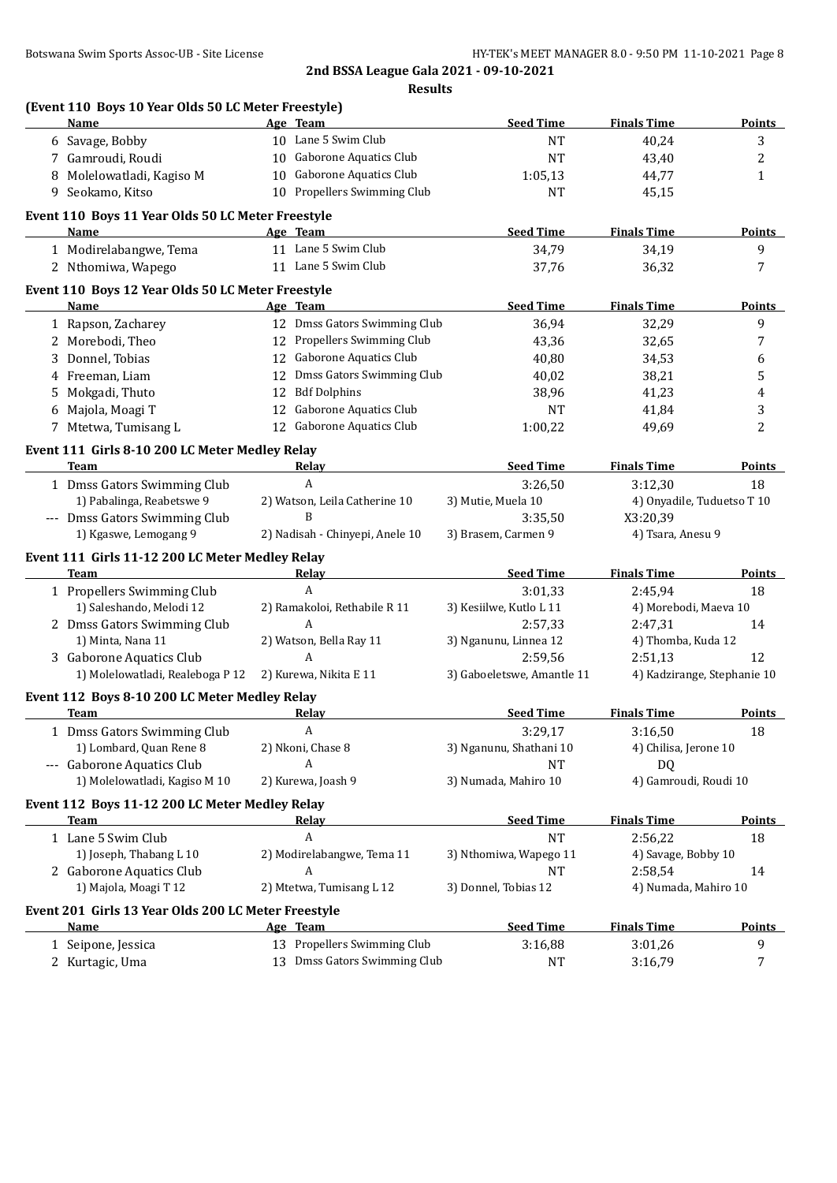**2nd BSSA League Gala 2021 - 09-10-2021**

**Results**

**(Event 110 Boys 10 Year Olds 50 LC Meter Freestyle)**

| | Name | Age | Team | Seed Time | Finals Time | Points |
|---|---|---|---|---|---|---|
| 6 | Savage, Bobby | 10 | Lane 5 Swim Club | NT | 40,24 | 3 |
| 7 | Gamroudi, Roudi | 10 | Gaborone Aquatics Club | NT | 43,40 | 2 |
| 8 | Molelowatladi, Kagiso M | 10 | Gaborone Aquatics Club | 1:05,13 | 44,77 | 1 |
| 9 | Seokamo, Kitso | 10 | Propellers Swimming Club | NT | 45,15 | |

**Event 110 Boys 11 Year Olds 50 LC Meter Freestyle**

| | Name | Age | Team | Seed Time | Finals Time | Points |
|---|---|---|---|---|---|---|
| 1 | Modirelabangwe, Tema | 11 | Lane 5 Swim Club | 34,79 | 34,19 | 9 |
| 2 | Nthomiwa, Wapego | 11 | Lane 5 Swim Club | 37,76 | 36,32 | 7 |

**Event 110 Boys 12 Year Olds 50 LC Meter Freestyle**

| | Name | Age | Team | Seed Time | Finals Time | Points |
|---|---|---|---|---|---|---|
| 1 | Rapson, Zacharey | 12 | Dmss Gators Swimming Club | 36,94 | 32,29 | 9 |
| 2 | Morebodi, Theo | 12 | Propellers Swimming Club | 43,36 | 32,65 | 7 |
| 3 | Donnel, Tobias | 12 | Gaborone Aquatics Club | 40,80 | 34,53 | 6 |
| 4 | Freeman, Liam | 12 | Dmss Gators Swimming Club | 40,02 | 38,21 | 5 |
| 5 | Mokgadi, Thuto | 12 | Bdf Dolphins | 38,96 | 41,23 | 4 |
| 6 | Majola, Moagi T | 12 | Gaborone Aquatics Club | NT | 41,84 | 3 |
| 7 | Mtetwa, Tumisang L | 12 | Gaborone Aquatics Club | 1:00,22 | 49,69 | 2 |

**Event 111 Girls 8-10 200 LC Meter Medley Relay**

| | Team | Relay | Seed Time | Finals Time | Points |
|---|---|---|---|---|---|
| 1 | Dmss Gators Swimming Club | A | 3:26,50 | 3:12,30 | 18 |
| | 1) Pabalinga, Reabetswe 9 | 2) Watson, Leila Catherine 10 | 3) Mutie, Muela 10 | 4) Onyadile, Tuduetso T 10 | |
| --- | Dmss Gators Swimming Club | B | 3:35,50 | X3:20,39 | |
| | 1) Kgaswe, Lemogang 9 | 2) Nadisah - Chinyepi, Anele 10 | 3) Brasem, Carmen 9 | 4) Tsara, Anesu 9 | |

**Event 111 Girls 11-12 200 LC Meter Medley Relay**

| | Team | Relay | Seed Time | Finals Time | Points |
|---|---|---|---|---|---|
| 1 | Propellers Swimming Club | A | 3:01,33 | 2:45,94 | 18 |
| | 1) Saleshando, Melodi 12 | 2) Ramakoloi, Rethabile R 11 | 3) Kesiilwe, Kutlo L 11 | 4) Morebodi, Maeva 10 | |
| 2 | Dmss Gators Swimming Club | A | 2:57,33 | 2:47,31 | 14 |
| | 1) Minta, Nana 11 | 2) Watson, Bella Ray 11 | 3) Nganunu, Linnea 12 | 4) Thomba, Kuda 12 | |
| 3 | Gaborone Aquatics Club | A | 2:59,56 | 2:51,13 | 12 |
| | 1) Molelowatladi, Realeboga P 12 | 2) Kurewa, Nikita E 11 | 3) Gaboeletswe, Amantle 11 | 4) Kadzirange, Stephanie 10 | |

**Event 112 Boys 8-10 200 LC Meter Medley Relay**

| | Team | Relay | Seed Time | Finals Time | Points |
|---|---|---|---|---|---|
| 1 | Dmss Gators Swimming Club | A | 3:29,17 | 3:16,50 | 18 |
| | 1) Lombard, Quan Rene 8 | 2) Nkoni, Chase 8 | 3) Nganunu, Shathani 10 | 4) Chilisa, Jerone 10 | |
| --- | Gaborone Aquatics Club | A | NT | DQ | |
| | 1) Molelowatladi, Kagiso M 10 | 2) Kurewa, Joash 9 | 3) Numada, Mahiro 10 | 4) Gamroudi, Roudi 10 | |

**Event 112 Boys 11-12 200 LC Meter Medley Relay**

| | Team | Relay | Seed Time | Finals Time | Points |
|---|---|---|---|---|---|
| 1 | Lane 5 Swim Club | A | NT | 2:56,22 | 18 |
| | 1) Joseph, Thabang L 10 | 2) Modirelabangwe, Tema 11 | 3) Nthomiwa, Wapego 11 | 4) Savage, Bobby 10 | |
| 2 | Gaborone Aquatics Club | A | NT | 2:58,54 | 14 |
| | 1) Majola, Moagi T 12 | 2) Mtetwa, Tumisang L 12 | 3) Donnel, Tobias 12 | 4) Numada, Mahiro 10 | |

**Event 201 Girls 13 Year Olds 200 LC Meter Freestyle**

| | Name | Age | Team | Seed Time | Finals Time | Points |
|---|---|---|---|---|---|---|
| 1 | Seipone, Jessica | 13 | Propellers Swimming Club | 3:16,88 | 3:01,26 | 9 |
| 2 | Kurtagic, Uma | 13 | Dmss Gators Swimming Club | NT | 3:16,79 | 7 |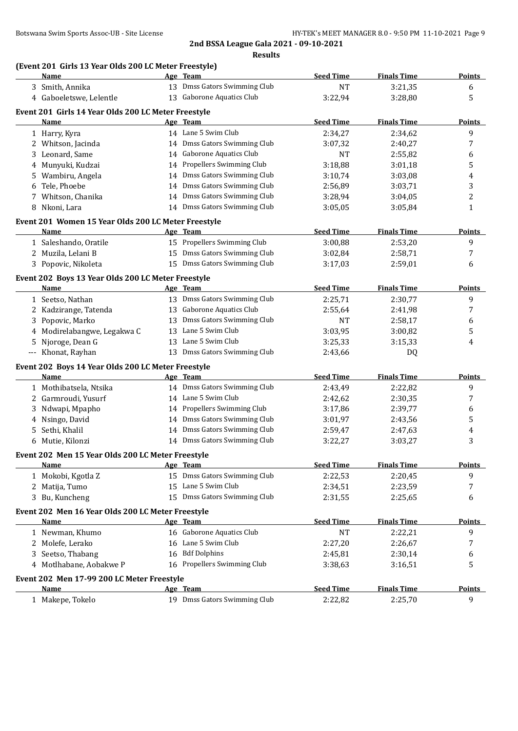**2nd BSSA League Gala 2021 - 09-10-2021**

**Results**

### (Event 201 Girls 13 Year Olds 200 LC Meter Freestyle)

| | Name | Age | Team | Seed Time | Finals Time | Points |
|---|---|---|---|---|---|---|
| 3 | Smith, Annika | 13 | Dmss Gators Swimming Club | NT | 3:21,35 | 6 |
| 4 | Gaboeletswe, Lelentle | 13 | Gaborone Aquatics Club | 3:22,94 | 3:28,80 | 5 |

### Event 201 Girls 14 Year Olds 200 LC Meter Freestyle

| | Name | Age | Team | Seed Time | Finals Time | Points |
|---|---|---|---|---|---|---|
| 1 | Harry, Kyra | 14 | Lane 5 Swim Club | 2:34,27 | 2:34,62 | 9 |
| 2 | Whitson, Jacinda | 14 | Dmss Gators Swimming Club | 3:07,32 | 2:40,27 | 7 |
| 3 | Leonard, Same | 14 | Gaborone Aquatics Club | NT | 2:55,82 | 6 |
| 4 | Munyuki, Kudzai | 14 | Propellers Swimming Club | 3:18,88 | 3:01,18 | 5 |
| 5 | Wambiru, Angela | 14 | Dmss Gators Swimming Club | 3:10,74 | 3:03,08 | 4 |
| 6 | Tele, Phoebe | 14 | Dmss Gators Swimming Club | 2:56,89 | 3:03,71 | 3 |
| 7 | Whitson, Chanika | 14 | Dmss Gators Swimming Club | 3:28,94 | 3:04,05 | 2 |
| 8 | Nkoni, Lara | 14 | Dmss Gators Swimming Club | 3:05,05 | 3:05,84 | 1 |

### Event 201 Women 15 Year Olds 200 LC Meter Freestyle

| | Name | Age | Team | Seed Time | Finals Time | Points |
|---|---|---|---|---|---|---|
| 1 | Saleshando, Oratile | 15 | Propellers Swimming Club | 3:00,88 | 2:53,20 | 9 |
| 2 | Muzila, Lelani B | 15 | Dmss Gators Swimming Club | 3:02,84 | 2:58,71 | 7 |
| 3 | Popovic, Nikoleta | 15 | Dmss Gators Swimming Club | 3:17,03 | 2:59,01 | 6 |

### Event 202 Boys 13 Year Olds 200 LC Meter Freestyle

| | Name | Age | Team | Seed Time | Finals Time | Points |
|---|---|---|---|---|---|---|
| 1 | Seetso, Nathan | 13 | Dmss Gators Swimming Club | 2:25,71 | 2:30,77 | 9 |
| 2 | Kadzirange, Tatenda | 13 | Gaborone Aquatics Club | 2:55,64 | 2:41,98 | 7 |
| 3 | Popovic, Marko | 13 | Dmss Gators Swimming Club | NT | 2:58,17 | 6 |
| 4 | Modirelabangwe, Legakwa C | 13 | Lane 5 Swim Club | 3:03,95 | 3:00,82 | 5 |
| 5 | Njoroge, Dean G | 13 | Lane 5 Swim Club | 3:25,33 | 3:15,33 | 4 |
| --- | Khonat, Rayhan | 13 | Dmss Gators Swimming Club | 2:43,66 | DQ | |

### Event 202 Boys 14 Year Olds 200 LC Meter Freestyle

| | Name | Age | Team | Seed Time | Finals Time | Points |
|---|---|---|---|---|---|---|
| 1 | Mothibatsela, Ntsika | 14 | Dmss Gators Swimming Club | 2:43,49 | 2:22,82 | 9 |
| 2 | Garmroudi, Yusurf | 14 | Lane 5 Swim Club | 2:42,62 | 2:30,35 | 7 |
| 3 | Ndwapi, Mpapho | 14 | Propellers Swimming Club | 3:17,86 | 2:39,77 | 6 |
| 4 | Nsingo, David | 14 | Dmss Gators Swimming Club | 3:01,97 | 2:43,56 | 5 |
| 5 | Sethi, Khalil | 14 | Dmss Gators Swimming Club | 2:59,47 | 2:47,63 | 4 |
| 6 | Mutie, Kilonzi | 14 | Dmss Gators Swimming Club | 3:22,27 | 3:03,27 | 3 |

### Event 202 Men 15 Year Olds 200 LC Meter Freestyle

| | Name | Age | Team | Seed Time | Finals Time | Points |
|---|---|---|---|---|---|---|
| 1 | Mokobi, Kgotla Z | 15 | Dmss Gators Swimming Club | 2:22,53 | 2:20,45 | 9 |
| 2 | Matija, Tumo | 15 | Lane 5 Swim Club | 2:34,51 | 2:23,59 | 7 |
| 3 | Bu, Kuncheng | 15 | Dmss Gators Swimming Club | 2:31,55 | 2:25,65 | 6 |

### Event 202 Men 16 Year Olds 200 LC Meter Freestyle

| | Name | Age | Team | Seed Time | Finals Time | Points |
|---|---|---|---|---|---|---|
| 1 | Newman, Khumo | 16 | Gaborone Aquatics Club | NT | 2:22,21 | 9 |
| 2 | Molefe, Lerako | 16 | Lane 5 Swim Club | 2:27,20 | 2:26,67 | 7 |
| 3 | Seetso, Thabang | 16 | Bdf Dolphins | 2:45,81 | 2:30,14 | 6 |
| 4 | Motlhabane, Aobakwe P | 16 | Propellers Swimming Club | 3:38,63 | 3:16,51 | 5 |

### Event 202 Men 17-99 200 LC Meter Freestyle

| | Name | Age | Team | Seed Time | Finals Time | Points |
|---|---|---|---|---|---|---|
| 1 | Makepe, Tokelo | 19 | Dmss Gators Swimming Club | 2:22,82 | 2:25,70 | 9 |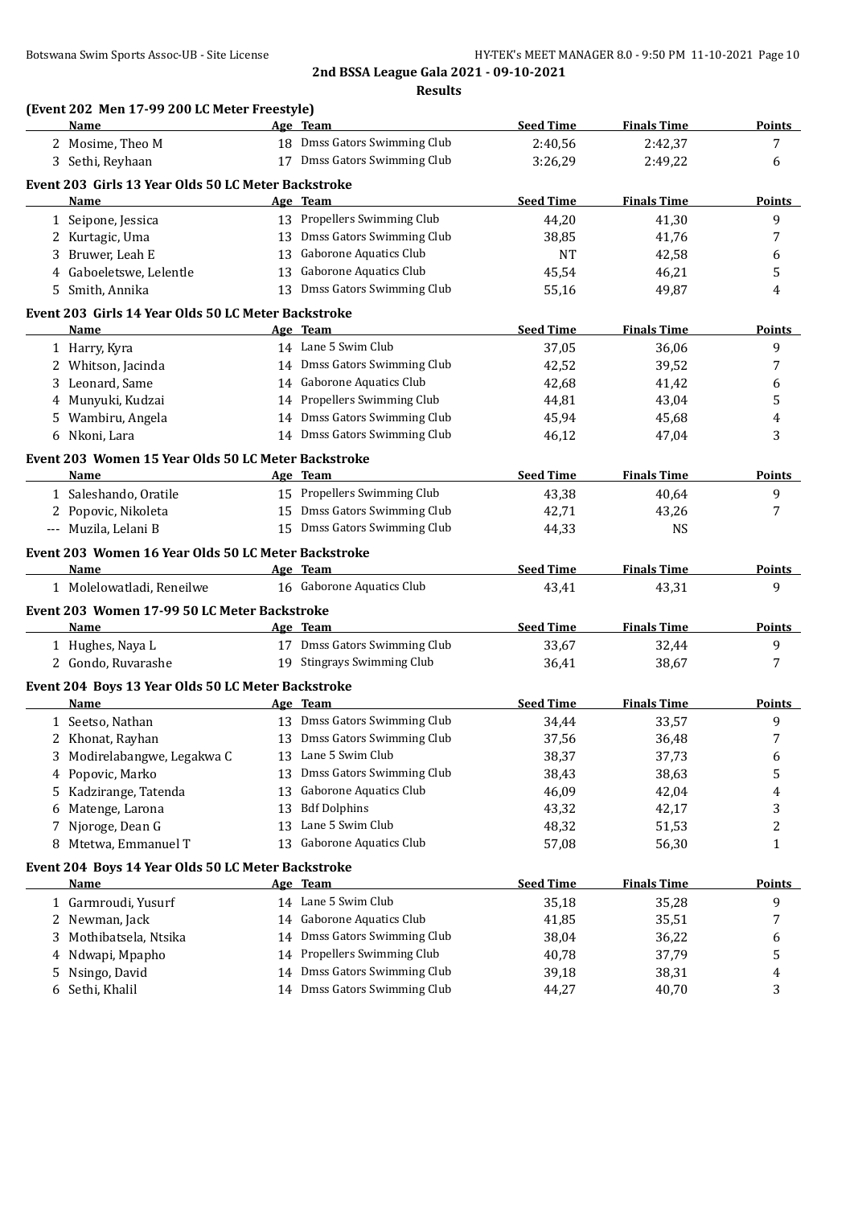## 2nd BSSA League Gala 2021 - 09-10-2021

### Results

### (Event 202 Men 17-99 200 LC Meter Freestyle)

| | Name | Age | Team | Seed Time | Finals Time | Points |
|---|---|---|---|---|---|---|
| 2 | Mosime, Theo M | 18 | Dmss Gators Swimming Club | 2:40,56 | 2:42,37 | 7 |
| 3 | Sethi, Reyhaan | 17 | Dmss Gators Swimming Club | 3:26,29 | 2:49,22 | 6 |

### Event 203 Girls 13 Year Olds 50 LC Meter Backstroke

| | Name | Age | Team | Seed Time | Finals Time | Points |
|---|---|---|---|---|---|---|
| 1 | Seipone, Jessica | 13 | Propellers Swimming Club | 44,20 | 41,30 | 9 |
| 2 | Kurtagic, Uma | 13 | Dmss Gators Swimming Club | 38,85 | 41,76 | 7 |
| 3 | Bruwer, Leah E | 13 | Gaborone Aquatics Club | NT | 42,58 | 6 |
| 4 | Gaboeletswe, Lelentle | 13 | Gaborone Aquatics Club | 45,54 | 46,21 | 5 |
| 5 | Smith, Annika | 13 | Dmss Gators Swimming Club | 55,16 | 49,87 | 4 |

### Event 203 Girls 14 Year Olds 50 LC Meter Backstroke

| | Name | Age | Team | Seed Time | Finals Time | Points |
|---|---|---|---|---|---|---|
| 1 | Harry, Kyra | 14 | Lane 5 Swim Club | 37,05 | 36,06 | 9 |
| 2 | Whitson, Jacinda | 14 | Dmss Gators Swimming Club | 42,52 | 39,52 | 7 |
| 3 | Leonard, Same | 14 | Gaborone Aquatics Club | 42,68 | 41,42 | 6 |
| 4 | Munyuki, Kudzai | 14 | Propellers Swimming Club | 44,81 | 43,04 | 5 |
| 5 | Wambiru, Angela | 14 | Dmss Gators Swimming Club | 45,94 | 45,68 | 4 |
| 6 | Nkoni, Lara | 14 | Dmss Gators Swimming Club | 46,12 | 47,04 | 3 |

### Event 203 Women 15 Year Olds 50 LC Meter Backstroke

| | Name | Age | Team | Seed Time | Finals Time | Points |
|---|---|---|---|---|---|---|
| 1 | Saleshando, Oratile | 15 | Propellers Swimming Club | 43,38 | 40,64 | 9 |
| 2 | Popovic, Nikoleta | 15 | Dmss Gators Swimming Club | 42,71 | 43,26 | 7 |
| --- | Muzila, Lelani B | 15 | Dmss Gators Swimming Club | 44,33 | NS | |

### Event 203 Women 16 Year Olds 50 LC Meter Backstroke

| | Name | Age | Team | Seed Time | Finals Time | Points |
|---|---|---|---|---|---|---|
| 1 | Molelowatladi, Reneilwe | 16 | Gaborone Aquatics Club | 43,41 | 43,31 | 9 |

### Event 203 Women 17-99 50 LC Meter Backstroke

| | Name | Age | Team | Seed Time | Finals Time | Points |
|---|---|---|---|---|---|---|
| 1 | Hughes, Naya L | 17 | Dmss Gators Swimming Club | 33,67 | 32,44 | 9 |
| 2 | Gondo, Ruvarashe | 19 | Stingrays Swimming Club | 36,41 | 38,67 | 7 |

### Event 204 Boys 13 Year Olds 50 LC Meter Backstroke

| | Name | Age | Team | Seed Time | Finals Time | Points |
|---|---|---|---|---|---|---|
| 1 | Seetso, Nathan | 13 | Dmss Gators Swimming Club | 34,44 | 33,57 | 9 |
| 2 | Khonat, Rayhan | 13 | Dmss Gators Swimming Club | 37,56 | 36,48 | 7 |
| 3 | Modirelabangwe, Legakwa C | 13 | Lane 5 Swim Club | 38,37 | 37,73 | 6 |
| 4 | Popovic, Marko | 13 | Dmss Gators Swimming Club | 38,43 | 38,63 | 5 |
| 5 | Kadzirange, Tatenda | 13 | Gaborone Aquatics Club | 46,09 | 42,04 | 4 |
| 6 | Matenge, Larona | 13 | Bdf Dolphins | 43,32 | 42,17 | 3 |
| 7 | Njoroge, Dean G | 13 | Lane 5 Swim Club | 48,32 | 51,53 | 2 |
| 8 | Mtetwa, Emmanuel T | 13 | Gaborone Aquatics Club | 57,08 | 56,30 | 1 |

### Event 204 Boys 14 Year Olds 50 LC Meter Backstroke

| | Name | Age | Team | Seed Time | Finals Time | Points |
|---|---|---|---|---|---|---|
| 1 | Garmroudi, Yusurf | 14 | Lane 5 Swim Club | 35,18 | 35,28 | 9 |
| 2 | Newman, Jack | 14 | Gaborone Aquatics Club | 41,85 | 35,51 | 7 |
| 3 | Mothibatsela, Ntsika | 14 | Dmss Gators Swimming Club | 38,04 | 36,22 | 6 |
| 4 | Ndwapi, Mpapho | 14 | Propellers Swimming Club | 40,78 | 37,79 | 5 |
| 5 | Nsingo, David | 14 | Dmss Gators Swimming Club | 39,18 | 38,31 | 4 |
| 6 | Sethi, Khalil | 14 | Dmss Gators Swimming Club | 44,27 | 40,70 | 3 |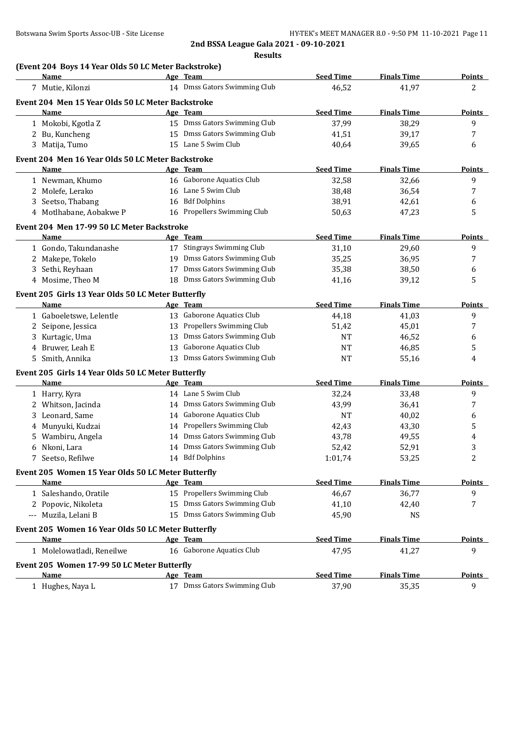## 2nd BSSA League Gala 2021 - 09-10-2021

### Results

**(Event 204 Boys 14 Year Olds 50 LC Meter Backstroke)**

| | Name | Age | Team | Seed Time | Finals Time | Points |
|---|---|---|---|---|---|---|
| 7 | Mutie, Kilonzi | 14 | Dmss Gators Swimming Club | 46,52 | 41,97 | 2 |

**Event 204 Men 15 Year Olds 50 LC Meter Backstroke**

| | Name | Age | Team | Seed Time | Finals Time | Points |
|---|---|---|---|---|---|---|
| 1 | Mokobi, Kgotla Z | 15 | Dmss Gators Swimming Club | 37,99 | 38,29 | 9 |
| 2 | Bu, Kuncheng | 15 | Dmss Gators Swimming Club | 41,51 | 39,17 | 7 |
| 3 | Matija, Tumo | 15 | Lane 5 Swim Club | 40,64 | 39,65 | 6 |

**Event 204 Men 16 Year Olds 50 LC Meter Backstroke**

| | Name | Age | Team | Seed Time | Finals Time | Points |
|---|---|---|---|---|---|---|
| 1 | Newman, Khumo | 16 | Gaborone Aquatics Club | 32,58 | 32,66 | 9 |
| 2 | Molefe, Lerako | 16 | Lane 5 Swim Club | 38,48 | 36,54 | 7 |
| 3 | Seetso, Thabang | 16 | Bdf Dolphins | 38,91 | 42,61 | 6 |
| 4 | Motlhabane, Aobakwe P | 16 | Propellers Swimming Club | 50,63 | 47,23 | 5 |

**Event 204 Men 17-99 50 LC Meter Backstroke**

| | Name | Age | Team | Seed Time | Finals Time | Points |
|---|---|---|---|---|---|---|
| 1 | Gondo, Takundanashe | 17 | Stingrays Swimming Club | 31,10 | 29,60 | 9 |
| 2 | Makepe, Tokelo | 19 | Dmss Gators Swimming Club | 35,25 | 36,95 | 7 |
| 3 | Sethi, Reyhaan | 17 | Dmss Gators Swimming Club | 35,38 | 38,50 | 6 |
| 4 | Mosime, Theo M | 18 | Dmss Gators Swimming Club | 41,16 | 39,12 | 5 |

**Event 205 Girls 13 Year Olds 50 LC Meter Butterfly**

| | Name | Age | Team | Seed Time | Finals Time | Points |
|---|---|---|---|---|---|---|
| 1 | Gaboeletswe, Lelentle | 13 | Gaborone Aquatics Club | 44,18 | 41,03 | 9 |
| 2 | Seipone, Jessica | 13 | Propellers Swimming Club | 51,42 | 45,01 | 7 |
| 3 | Kurtagic, Uma | 13 | Dmss Gators Swimming Club | NT | 46,52 | 6 |
| 4 | Bruwer, Leah E | 13 | Gaborone Aquatics Club | NT | 46,85 | 5 |
| 5 | Smith, Annika | 13 | Dmss Gators Swimming Club | NT | 55,16 | 4 |

**Event 205 Girls 14 Year Olds 50 LC Meter Butterfly**

| | Name | Age | Team | Seed Time | Finals Time | Points |
|---|---|---|---|---|---|---|
| 1 | Harry, Kyra | 14 | Lane 5 Swim Club | 32,24 | 33,48 | 9 |
| 2 | Whitson, Jacinda | 14 | Dmss Gators Swimming Club | 43,99 | 36,41 | 7 |
| 3 | Leonard, Same | 14 | Gaborone Aquatics Club | NT | 40,02 | 6 |
| 4 | Munyuki, Kudzai | 14 | Propellers Swimming Club | 42,43 | 43,30 | 5 |
| 5 | Wambiru, Angela | 14 | Dmss Gators Swimming Club | 43,78 | 49,55 | 4 |
| 6 | Nkoni, Lara | 14 | Dmss Gators Swimming Club | 52,42 | 52,91 | 3 |
| 7 | Seetso, Refilwe | 14 | Bdf Dolphins | 1:01,74 | 53,25 | 2 |

**Event 205 Women 15 Year Olds 50 LC Meter Butterfly**

| | Name | Age | Team | Seed Time | Finals Time | Points |
|---|---|---|---|---|---|---|
| 1 | Saleshando, Oratile | 15 | Propellers Swimming Club | 46,67 | 36,77 | 9 |
| 2 | Popovic, Nikoleta | 15 | Dmss Gators Swimming Club | 41,10 | 42,40 | 7 |
| --- | Muzila, Lelani B | 15 | Dmss Gators Swimming Club | 45,90 | NS | |

**Event 205 Women 16 Year Olds 50 LC Meter Butterfly**

| | Name | Age | Team | Seed Time | Finals Time | Points |
|---|---|---|---|---|---|---|
| 1 | Molelowatladi, Reneilwe | 16 | Gaborone Aquatics Club | 47,95 | 41,27 | 9 |

**Event 205 Women 17-99 50 LC Meter Butterfly**

| | Name | Age | Team | Seed Time | Finals Time | Points |
|---|---|---|---|---|---|---|
| 1 | Hughes, Naya L | 17 | Dmss Gators Swimming Club | 37,90 | 35,35 | 9 |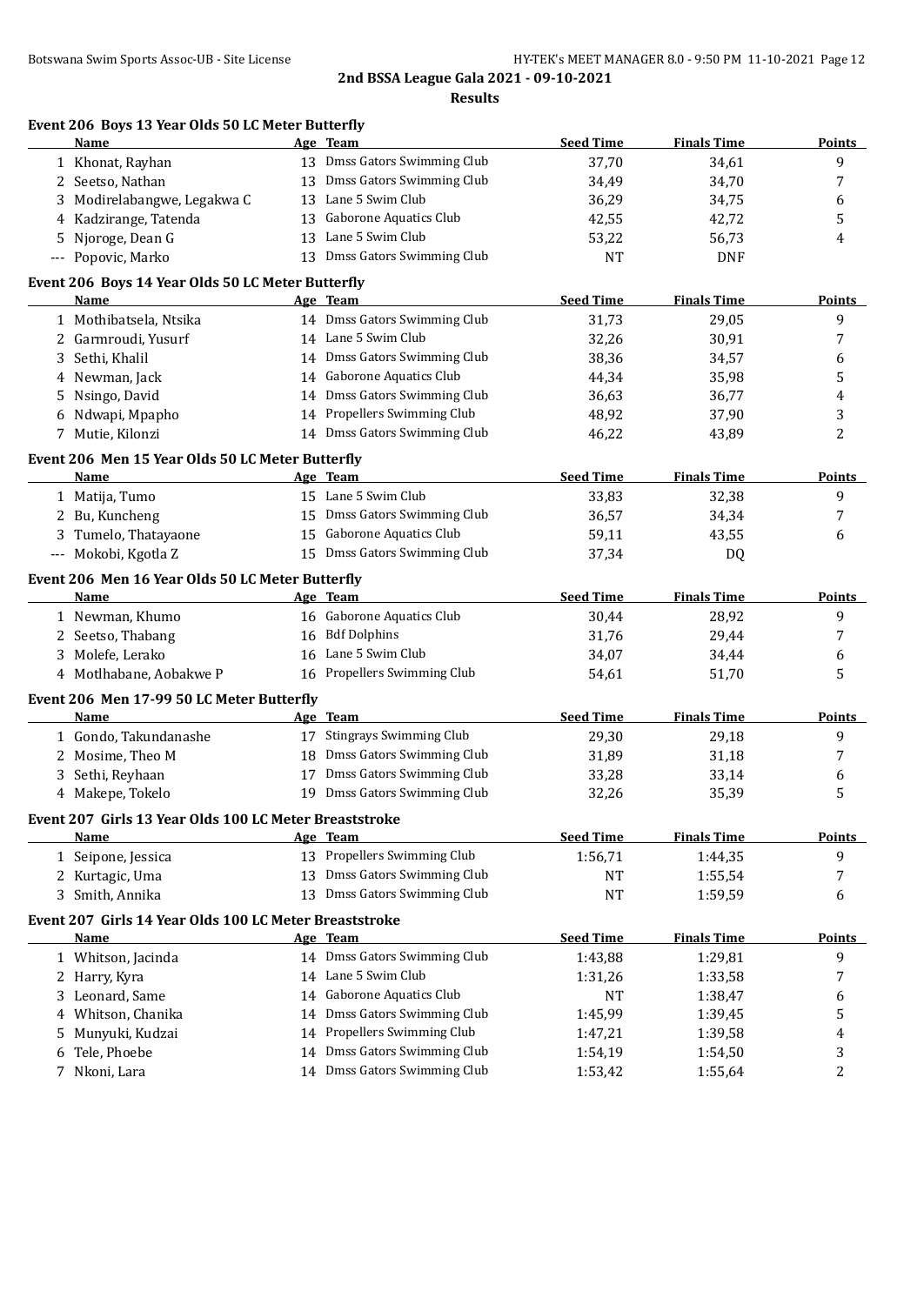## 2nd BSSA League Gala 2021 - 09-10-2021

### Results

#### Event 206 Boys 13 Year Olds 50 LC Meter Butterfly

| | Name | Age | Team | Seed Time | Finals Time | Points |
|---|---|---|---|---|---|---|
| 1 | Khonat, Rayhan | 13 | Dmss Gators Swimming Club | 37,70 | 34,61 | 9 |
| 2 | Seetso, Nathan | 13 | Dmss Gators Swimming Club | 34,49 | 34,70 | 7 |
| 3 | Modirelabangwe, Legakwa C | 13 | Lane 5 Swim Club | 36,29 | 34,75 | 6 |
| 4 | Kadzirange, Tatenda | 13 | Gaborone Aquatics Club | 42,55 | 42,72 | 5 |
| 5 | Njoroge, Dean G | 13 | Lane 5 Swim Club | 53,22 | 56,73 | 4 |
| --- | Popovic, Marko | 13 | Dmss Gators Swimming Club | NT | DNF | |

#### Event 206 Boys 14 Year Olds 50 LC Meter Butterfly

| | Name | Age | Team | Seed Time | Finals Time | Points |
|---|---|---|---|---|---|---|
| 1 | Mothibatsela, Ntsika | 14 | Dmss Gators Swimming Club | 31,73 | 29,05 | 9 |
| 2 | Garmroudi, Yusurf | 14 | Lane 5 Swim Club | 32,26 | 30,91 | 7 |
| 3 | Sethi, Khalil | 14 | Dmss Gators Swimming Club | 38,36 | 34,57 | 6 |
| 4 | Newman, Jack | 14 | Gaborone Aquatics Club | 44,34 | 35,98 | 5 |
| 5 | Nsingo, David | 14 | Dmss Gators Swimming Club | 36,63 | 36,77 | 4 |
| 6 | Ndwapi, Mpapho | 14 | Propellers Swimming Club | 48,92 | 37,90 | 3 |
| 7 | Mutie, Kilonzi | 14 | Dmss Gators Swimming Club | 46,22 | 43,89 | 2 |

#### Event 206 Men 15 Year Olds 50 LC Meter Butterfly

| | Name | Age | Team | Seed Time | Finals Time | Points |
|---|---|---|---|---|---|---|
| 1 | Matija, Tumo | 15 | Lane 5 Swim Club | 33,83 | 32,38 | 9 |
| 2 | Bu, Kuncheng | 15 | Dmss Gators Swimming Club | 36,57 | 34,34 | 7 |
| 3 | Tumelo, Thatayaone | 15 | Gaborone Aquatics Club | 59,11 | 43,55 | 6 |
| --- | Mokobi, Kgotla Z | 15 | Dmss Gators Swimming Club | 37,34 | DQ | |

#### Event 206 Men 16 Year Olds 50 LC Meter Butterfly

| | Name | Age | Team | Seed Time | Finals Time | Points |
|---|---|---|---|---|---|---|
| 1 | Newman, Khumo | 16 | Gaborone Aquatics Club | 30,44 | 28,92 | 9 |
| 2 | Seetso, Thabang | 16 | Bdf Dolphins | 31,76 | 29,44 | 7 |
| 3 | Molefe, Lerako | 16 | Lane 5 Swim Club | 34,07 | 34,44 | 6 |
| 4 | Motlhabane, Aobakwe P | 16 | Propellers Swimming Club | 54,61 | 51,70 | 5 |

#### Event 206 Men 17-99 50 LC Meter Butterfly

| | Name | Age | Team | Seed Time | Finals Time | Points |
|---|---|---|---|---|---|---|
| 1 | Gondo, Takundanashe | 17 | Stingrays Swimming Club | 29,30 | 29,18 | 9 |
| 2 | Mosime, Theo M | 18 | Dmss Gators Swimming Club | 31,89 | 31,18 | 7 |
| 3 | Sethi, Reyhaan | 17 | Dmss Gators Swimming Club | 33,28 | 33,14 | 6 |
| 4 | Makepe, Tokelo | 19 | Dmss Gators Swimming Club | 32,26 | 35,39 | 5 |

#### Event 207 Girls 13 Year Olds 100 LC Meter Breaststroke

| | Name | Age | Team | Seed Time | Finals Time | Points |
|---|---|---|---|---|---|---|
| 1 | Seipone, Jessica | 13 | Propellers Swimming Club | 1:56,71 | 1:44,35 | 9 |
| 2 | Kurtagic, Uma | 13 | Dmss Gators Swimming Club | NT | 1:55,54 | 7 |
| 3 | Smith, Annika | 13 | Dmss Gators Swimming Club | NT | 1:59,59 | 6 |

#### Event 207 Girls 14 Year Olds 100 LC Meter Breaststroke

| | Name | Age | Team | Seed Time | Finals Time | Points |
|---|---|---|---|---|---|---|
| 1 | Whitson, Jacinda | 14 | Dmss Gators Swimming Club | 1:43,88 | 1:29,81 | 9 |
| 2 | Harry, Kyra | 14 | Lane 5 Swim Club | 1:31,26 | 1:33,58 | 7 |
| 3 | Leonard, Same | 14 | Gaborone Aquatics Club | NT | 1:38,47 | 6 |
| 4 | Whitson, Chanika | 14 | Dmss Gators Swimming Club | 1:45,99 | 1:39,45 | 5 |
| 5 | Munyuki, Kudzai | 14 | Propellers Swimming Club | 1:47,21 | 1:39,58 | 4 |
| 6 | Tele, Phoebe | 14 | Dmss Gators Swimming Club | 1:54,19 | 1:54,50 | 3 |
| 7 | Nkoni, Lara | 14 | Dmss Gators Swimming Club | 1:53,42 | 1:55,64 | 2 |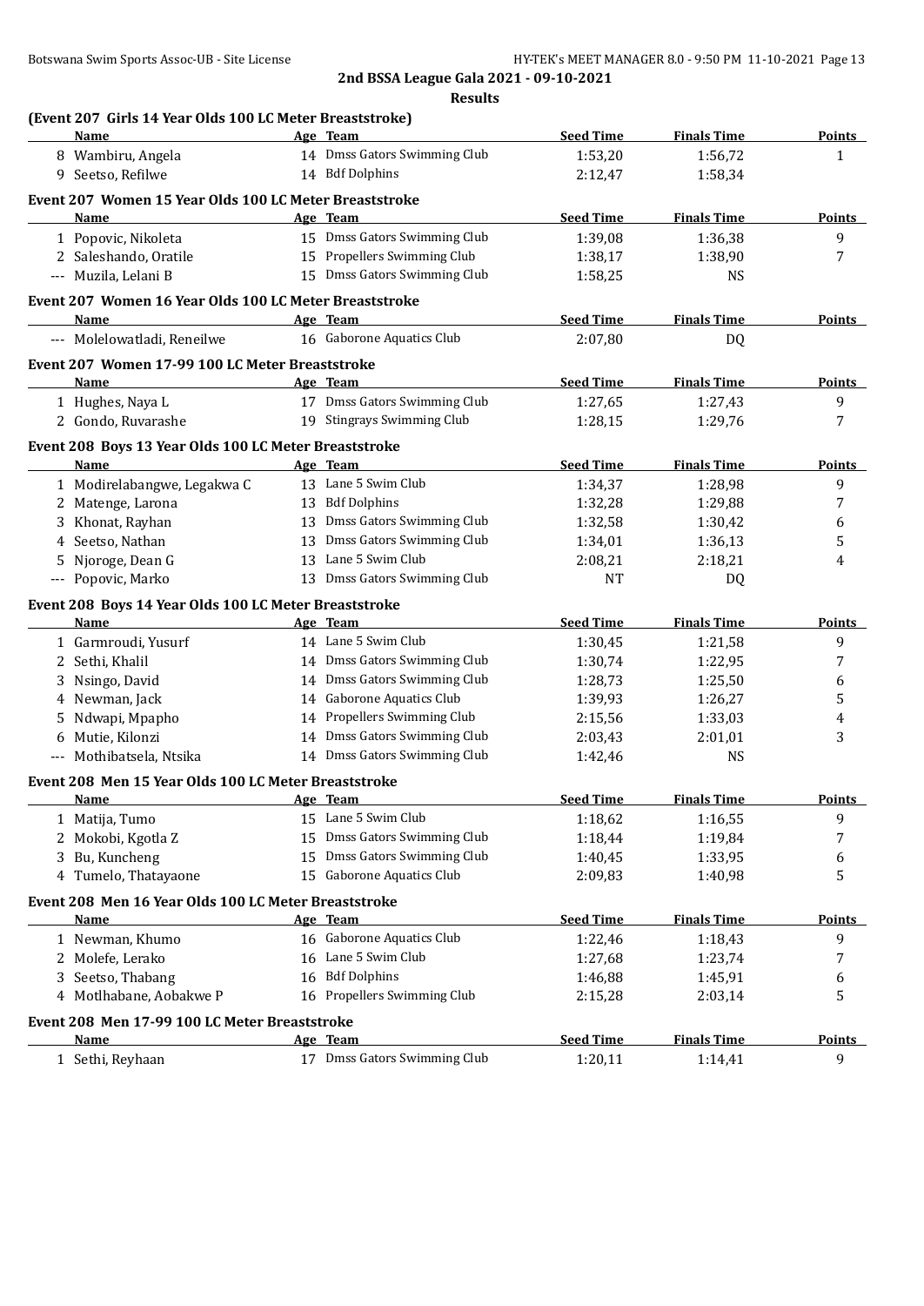## 2nd BSSA League Gala 2021 - 09-10-2021

### Results

**(Event 207 Girls 14 Year Olds 100 LC Meter Breaststroke)**

| | Name | Age | Team | Seed Time | Finals Time | Points |
|---|---|---|---|---|---|---|
| 8 | Wambiru, Angela | 14 | Dmss Gators Swimming Club | 1:53,20 | 1:56,72 | 1 |
| 9 | Seetso, Refilwe | 14 | Bdf Dolphins | 2:12,47 | 1:58,34 | |

**Event 207 Women 15 Year Olds 100 LC Meter Breaststroke**

| | Name | Age | Team | Seed Time | Finals Time | Points |
|---|---|---|---|---|---|---|
| 1 | Popovic, Nikoleta | 15 | Dmss Gators Swimming Club | 1:39,08 | 1:36,38 | 9 |
| 2 | Saleshando, Oratile | 15 | Propellers Swimming Club | 1:38,17 | 1:38,90 | 7 |
| --- | Muzila, Lelani B | 15 | Dmss Gators Swimming Club | 1:58,25 | NS | |

**Event 207 Women 16 Year Olds 100 LC Meter Breaststroke**

| | Name | Age | Team | Seed Time | Finals Time | Points |
|---|---|---|---|---|---|---|
| --- | Molelowatladi, Reneilwe | 16 | Gaborone Aquatics Club | 2:07,80 | DQ | |

**Event 207 Women 17-99 100 LC Meter Breaststroke**

| | Name | Age | Team | Seed Time | Finals Time | Points |
|---|---|---|---|---|---|---|
| 1 | Hughes, Naya L | 17 | Dmss Gators Swimming Club | 1:27,65 | 1:27,43 | 9 |
| 2 | Gondo, Ruvarashe | 19 | Stingrays Swimming Club | 1:28,15 | 1:29,76 | 7 |

**Event 208 Boys 13 Year Olds 100 LC Meter Breaststroke**

| | Name | Age | Team | Seed Time | Finals Time | Points |
|---|---|---|---|---|---|---|
| 1 | Modirelabangwe, Legakwa C | 13 | Lane 5 Swim Club | 1:34,37 | 1:28,98 | 9 |
| 2 | Matenge, Larona | 13 | Bdf Dolphins | 1:32,28 | 1:29,88 | 7 |
| 3 | Khonat, Rayhan | 13 | Dmss Gators Swimming Club | 1:32,58 | 1:30,42 | 6 |
| 4 | Seetso, Nathan | 13 | Dmss Gators Swimming Club | 1:34,01 | 1:36,13 | 5 |
| 5 | Njoroge, Dean G | 13 | Lane 5 Swim Club | 2:08,21 | 2:18,21 | 4 |
| --- | Popovic, Marko | 13 | Dmss Gators Swimming Club | NT | DQ | |

**Event 208 Boys 14 Year Olds 100 LC Meter Breaststroke**

| | Name | Age | Team | Seed Time | Finals Time | Points |
|---|---|---|---|---|---|---|
| 1 | Garmroudi, Yusurf | 14 | Lane 5 Swim Club | 1:30,45 | 1:21,58 | 9 |
| 2 | Sethi, Khalil | 14 | Dmss Gators Swimming Club | 1:30,74 | 1:22,95 | 7 |
| 3 | Nsingo, David | 14 | Dmss Gators Swimming Club | 1:28,73 | 1:25,50 | 6 |
| 4 | Newman, Jack | 14 | Gaborone Aquatics Club | 1:39,93 | 1:26,27 | 5 |
| 5 | Ndwapi, Mpapho | 14 | Propellers Swimming Club | 2:15,56 | 1:33,03 | 4 |
| 6 | Mutie, Kilonzi | 14 | Dmss Gators Swimming Club | 2:03,43 | 2:01,01 | 3 |
| --- | Mothibatsela, Ntsika | 14 | Dmss Gators Swimming Club | 1:42,46 | NS | |

**Event 208 Men 15 Year Olds 100 LC Meter Breaststroke**

| | Name | Age | Team | Seed Time | Finals Time | Points |
|---|---|---|---|---|---|---|
| 1 | Matija, Tumo | 15 | Lane 5 Swim Club | 1:18,62 | 1:16,55 | 9 |
| 2 | Mokobi, Kgotla Z | 15 | Dmss Gators Swimming Club | 1:18,44 | 1:19,84 | 7 |
| 3 | Bu, Kuncheng | 15 | Dmss Gators Swimming Club | 1:40,45 | 1:33,95 | 6 |
| 4 | Tumelo, Thatayaone | 15 | Gaborone Aquatics Club | 2:09,83 | 1:40,98 | 5 |

**Event 208 Men 16 Year Olds 100 LC Meter Breaststroke**

| | Name | Age | Team | Seed Time | Finals Time | Points |
|---|---|---|---|---|---|---|
| 1 | Newman, Khumo | 16 | Gaborone Aquatics Club | 1:22,46 | 1:18,43 | 9 |
| 2 | Molefe, Lerako | 16 | Lane 5 Swim Club | 1:27,68 | 1:23,74 | 7 |
| 3 | Seetso, Thabang | 16 | Bdf Dolphins | 1:46,88 | 1:45,91 | 6 |
| 4 | Motlhabane, Aobakwe P | 16 | Propellers Swimming Club | 2:15,28 | 2:03,14 | 5 |

**Event 208 Men 17-99 100 LC Meter Breaststroke**

| | Name | Age | Team | Seed Time | Finals Time | Points |
|---|---|---|---|---|---|---|
| 1 | Sethi, Reyhaan | 17 | Dmss Gators Swimming Club | 1:20,11 | 1:14,41 | 9 |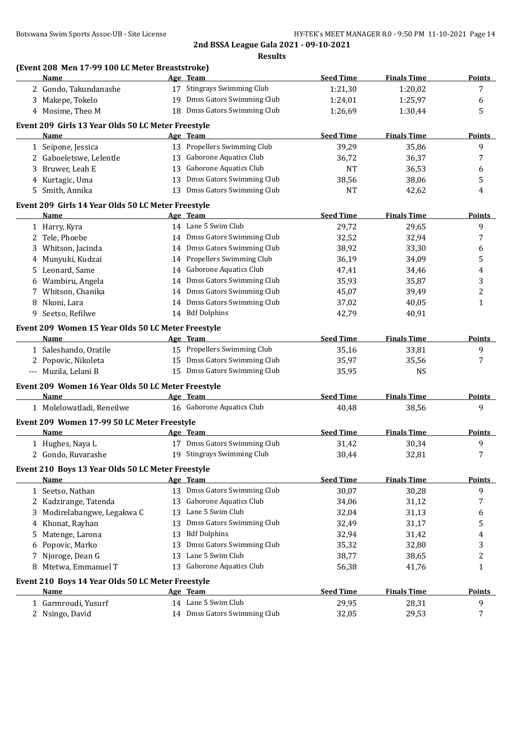**2nd BSSA League Gala 2021 - 09-10-2021**

**Results**

### (Event 208 Men 17-99 100 LC Meter Breaststroke)

| | Name | Age | Team | Seed Time | Finals Time | Points |
|---|---|---|---|---|---|---|
| 2 | Gondo, Takundanashe | 17 | Stingrays Swimming Club | 1:21,30 | 1:20,02 | 7 |
| 3 | Makepe, Tokelo | 19 | Dmss Gators Swimming Club | 1:24,01 | 1:25,97 | 6 |
| 4 | Mosime, Theo M | 18 | Dmss Gators Swimming Club | 1:26,69 | 1:30,44 | 5 |

### Event 209 Girls 13 Year Olds 50 LC Meter Freestyle

| | Name | Age | Team | Seed Time | Finals Time | Points |
|---|---|---|---|---|---|---|
| 1 | Seipone, Jessica | 13 | Propellers Swimming Club | 39,29 | 35,86 | 9 |
| 2 | Gaboeletswe, Lelentle | 13 | Gaborone Aquatics Club | 36,72 | 36,37 | 7 |
| 3 | Bruwer, Leah E | 13 | Gaborone Aquatics Club | NT | 36,53 | 6 |
| 4 | Kurtagic, Uma | 13 | Dmss Gators Swimming Club | 38,56 | 38,06 | 5 |
| 5 | Smith, Annika | 13 | Dmss Gators Swimming Club | NT | 42,62 | 4 |

### Event 209 Girls 14 Year Olds 50 LC Meter Freestyle

| | Name | Age | Team | Seed Time | Finals Time | Points |
|---|---|---|---|---|---|---|
| 1 | Harry, Kyra | 14 | Lane 5 Swim Club | 29,72 | 29,65 | 9 |
| 2 | Tele, Phoebe | 14 | Dmss Gators Swimming Club | 32,52 | 32,94 | 7 |
| 3 | Whitson, Jacinda | 14 | Dmss Gators Swimming Club | 38,92 | 33,30 | 6 |
| 4 | Munyuki, Kudzai | 14 | Propellers Swimming Club | 36,19 | 34,09 | 5 |
| 5 | Leonard, Same | 14 | Gaborone Aquatics Club | 47,41 | 34,46 | 4 |
| 6 | Wambiru, Angela | 14 | Dmss Gators Swimming Club | 35,93 | 35,87 | 3 |
| 7 | Whitson, Chanika | 14 | Dmss Gators Swimming Club | 45,07 | 39,49 | 2 |
| 8 | Nkoni, Lara | 14 | Dmss Gators Swimming Club | 37,02 | 40,05 | 1 |
| 9 | Seetso, Refilwe | 14 | Bdf Dolphins | 42,79 | 40,91 | |

### Event 209 Women 15 Year Olds 50 LC Meter Freestyle

| | Name | Age | Team | Seed Time | Finals Time | Points |
|---|---|---|---|---|---|---|
| 1 | Saleshando, Oratile | 15 | Propellers Swimming Club | 35,16 | 33,81 | 9 |
| 2 | Popovic, Nikoleta | 15 | Dmss Gators Swimming Club | 35,97 | 35,56 | 7 |
| --- | Muzila, Lelani B | 15 | Dmss Gators Swimming Club | 35,95 | NS | |

### Event 209 Women 16 Year Olds 50 LC Meter Freestyle

| | Name | Age | Team | Seed Time | Finals Time | Points |
|---|---|---|---|---|---|---|
| 1 | Molelowatladi, Reneilwe | 16 | Gaborone Aquatics Club | 40,48 | 38,56 | 9 |

### Event 209 Women 17-99 50 LC Meter Freestyle

| | Name | Age | Team | Seed Time | Finals Time | Points |
|---|---|---|---|---|---|---|
| 1 | Hughes, Naya L | 17 | Dmss Gators Swimming Club | 31,42 | 30,34 | 9 |
| 2 | Gondo, Ruvarashe | 19 | Stingrays Swimming Club | 30,44 | 32,81 | 7 |

### Event 210 Boys 13 Year Olds 50 LC Meter Freestyle

| | Name | Age | Team | Seed Time | Finals Time | Points |
|---|---|---|---|---|---|---|
| 1 | Seetso, Nathan | 13 | Dmss Gators Swimming Club | 30,07 | 30,28 | 9 |
| 2 | Kadzirange, Tatenda | 13 | Gaborone Aquatics Club | 34,06 | 31,12 | 7 |
| 3 | Modirelabangwe, Legakwa C | 13 | Lane 5 Swim Club | 32,04 | 31,13 | 6 |
| 4 | Khonat, Rayhan | 13 | Dmss Gators Swimming Club | 32,49 | 31,17 | 5 |
| 5 | Matenge, Larona | 13 | Bdf Dolphins | 32,94 | 31,42 | 4 |
| 6 | Popovic, Marko | 13 | Dmss Gators Swimming Club | 35,32 | 32,80 | 3 |
| 7 | Njoroge, Dean G | 13 | Lane 5 Swim Club | 38,77 | 38,65 | 2 |
| 8 | Mtetwa, Emmanuel T | 13 | Gaborone Aquatics Club | 56,38 | 41,76 | 1 |

### Event 210 Boys 14 Year Olds 50 LC Meter Freestyle

| | Name | Age | Team | Seed Time | Finals Time | Points |
|---|---|---|---|---|---|---|
| 1 | Garmroudi, Yusurf | 14 | Lane 5 Swim Club | 29,95 | 28,31 | 9 |
| 2 | Nsingo, David | 14 | Dmss Gators Swimming Club | 32,05 | 29,53 | 7 |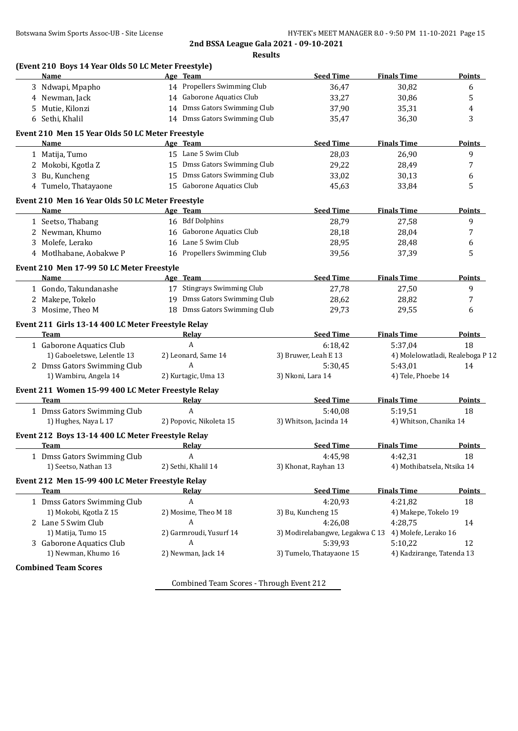**2nd BSSA League Gala 2021 - 09-10-2021**

**Results**

### (Event 210 Boys 14 Year Olds 50 LC Meter Freestyle)

| | Name | Age | Team | Seed Time | Finals Time | Points |
|---|---|---|---|---|---|---|
| 3 | Ndwapi, Mpapho | 14 | Propellers Swimming Club | 36,47 | 30,82 | 6 |
| 4 | Newman, Jack | 14 | Gaborone Aquatics Club | 33,27 | 30,86 | 5 |
| 5 | Mutie, Kilonzi | 14 | Dmss Gators Swimming Club | 37,90 | 35,31 | 4 |
| 6 | Sethi, Khalil | 14 | Dmss Gators Swimming Club | 35,47 | 36,30 | 3 |

### Event 210 Men 15 Year Olds 50 LC Meter Freestyle

| | Name | Age | Team | Seed Time | Finals Time | Points |
|---|---|---|---|---|---|---|
| 1 | Matija, Tumo | 15 | Lane 5 Swim Club | 28,03 | 26,90 | 9 |
| 2 | Mokobi, Kgotla Z | 15 | Dmss Gators Swimming Club | 29,22 | 28,49 | 7 |
| 3 | Bu, Kuncheng | 15 | Dmss Gators Swimming Club | 33,02 | 30,13 | 6 |
| 4 | Tumelo, Thatayaone | 15 | Gaborone Aquatics Club | 45,63 | 33,84 | 5 |

### Event 210 Men 16 Year Olds 50 LC Meter Freestyle

| | Name | Age | Team | Seed Time | Finals Time | Points |
|---|---|---|---|---|---|---|
| 1 | Seetso, Thabang | 16 | Bdf Dolphins | 28,79 | 27,58 | 9 |
| 2 | Newman, Khumo | 16 | Gaborone Aquatics Club | 28,18 | 28,04 | 7 |
| 3 | Molefe, Lerako | 16 | Lane 5 Swim Club | 28,95 | 28,48 | 6 |
| 4 | Motlhabane, Aobakwe P | 16 | Propellers Swimming Club | 39,56 | 37,39 | 5 |

### Event 210 Men 17-99 50 LC Meter Freestyle

| | Name | Age | Team | Seed Time | Finals Time | Points |
|---|---|---|---|---|---|---|
| 1 | Gondo, Takundanashe | 17 | Stingrays Swimming Club | 27,78 | 27,50 | 9 |
| 2 | Makepe, Tokelo | 19 | Dmss Gators Swimming Club | 28,62 | 28,82 | 7 |
| 3 | Mosime, Theo M | 18 | Dmss Gators Swimming Club | 29,73 | 29,55 | 6 |

### Event 211 Girls 13-14 400 LC Meter Freestyle Relay

| | Team | Relay | Seed Time | Finals Time | Points |
|---|---|---|---|---|---|
| 1 | Gaborone Aquatics Club | A | 6:18,42 | 5:37,04 | 18 |
| | 1) Gaboeletswe, Lelentle 13 | 2) Leonard, Same 14 | 3) Bruwer, Leah E 13 | 4) Molelowatladi, Realeboga P 12 | |
| 2 | Dmss Gators Swimming Club | A | 5:30,45 | 5:43,01 | 14 |
| | 1) Wambiru, Angela 14 | 2) Kurtagic, Uma 13 | 3) Nkoni, Lara 14 | 4) Tele, Phoebe 14 | |

### Event 211 Women 15-99 400 LC Meter Freestyle Relay

| | Team | Relay | Seed Time | Finals Time | Points |
|---|---|---|---|---|---|
| 1 | Dmss Gators Swimming Club | A | 5:40,08 | 5:19,51 | 18 |
| | 1) Hughes, Naya L 17 | 2) Popovic, Nikoleta 15 | 3) Whitson, Jacinda 14 | 4) Whitson, Chanika 14 | |

### Event 212 Boys 13-14 400 LC Meter Freestyle Relay

| | Team | Relay | Seed Time | Finals Time | Points |
|---|---|---|---|---|---|
| 1 | Dmss Gators Swimming Club | A | 4:45,98 | 4:42,31 | 18 |
| | 1) Seetso, Nathan 13 | 2) Sethi, Khalil 14 | 3) Khonat, Rayhan 13 | 4) Mothibatsela, Ntsika 14 | |

### Event 212 Men 15-99 400 LC Meter Freestyle Relay

| | Team | Relay | Seed Time | Finals Time | Points |
|---|---|---|---|---|---|
| 1 | Dmss Gators Swimming Club | A | 4:20,93 | 4:21,82 | 18 |
| | 1) Mokobi, Kgotla Z 15 | 2) Mosime, Theo M 18 | 3) Bu, Kuncheng 15 | 4) Makepe, Tokelo 19 | |
| 2 | Lane 5 Swim Club | A | 4:26,08 | 4:28,75 | 14 |
| | 1) Matija, Tumo 15 | 2) Garmroudi, Yusurf 14 | 3) Modirelabangwe, Legakwa C 13 | 4) Molefe, Lerako 16 | |
| 3 | Gaborone Aquatics Club | A | 5:39,93 | 5:10,22 | 12 |
| | 1) Newman, Khumo 16 | 2) Newman, Jack 14 | 3) Tumelo, Thatayaone 15 | 4) Kadzirange, Tatenda 13 | |

**Combined Team Scores**

Combined Team Scores - Through Event 212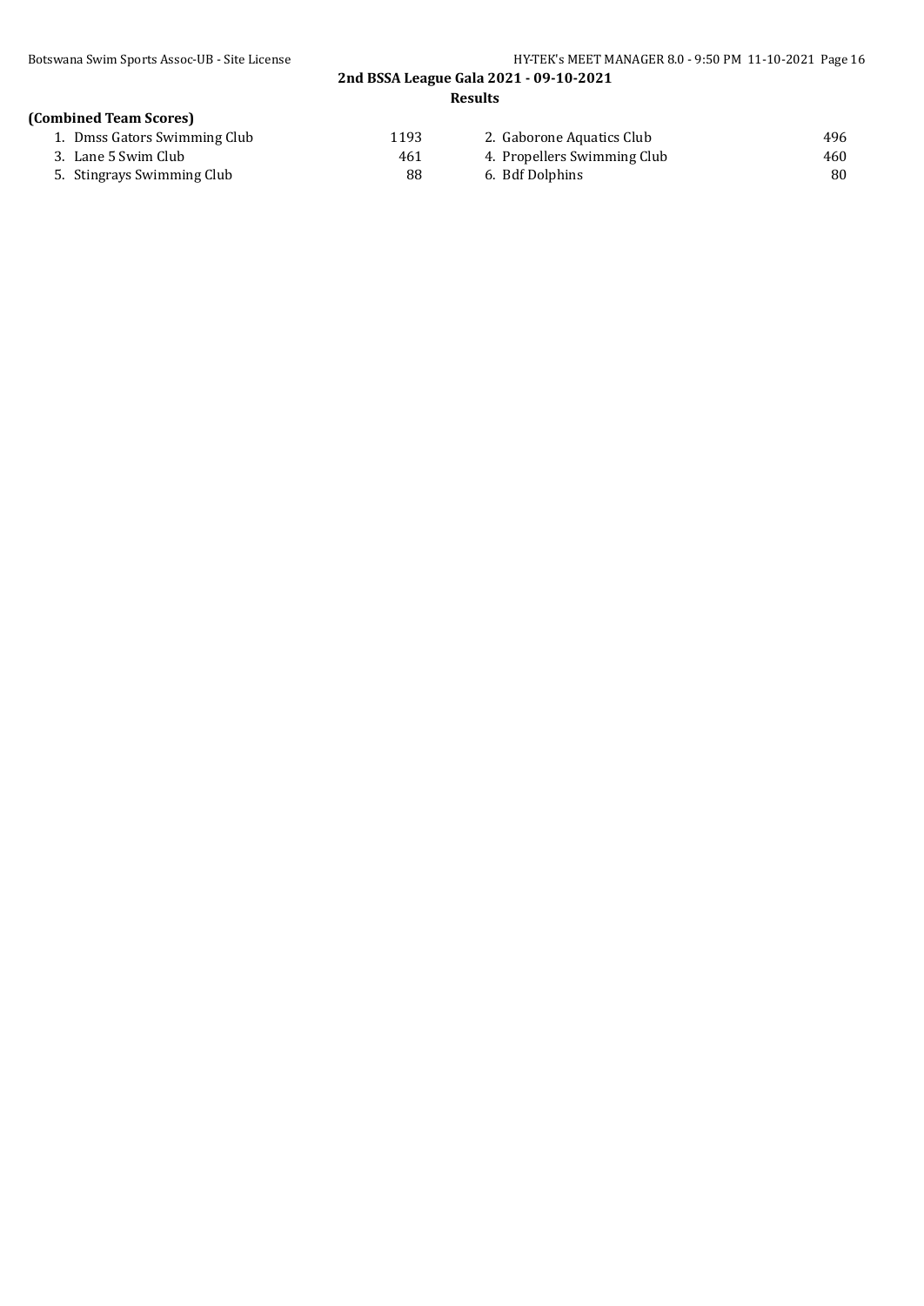## 2nd BSSA League Gala 2021 - 09-10-2021

### Results

**(Combined Team Scores)**

| | | | |
|---|---|---|---|
| 1. Dmss Gators Swimming Club | 1193 | 2. Gaborone Aquatics Club | 496 |
| 3. Lane 5 Swim Club | 461 | 4. Propellers Swimming Club | 460 |
| 5. Stingrays Swimming Club | 88 | 6. Bdf Dolphins | 80 |